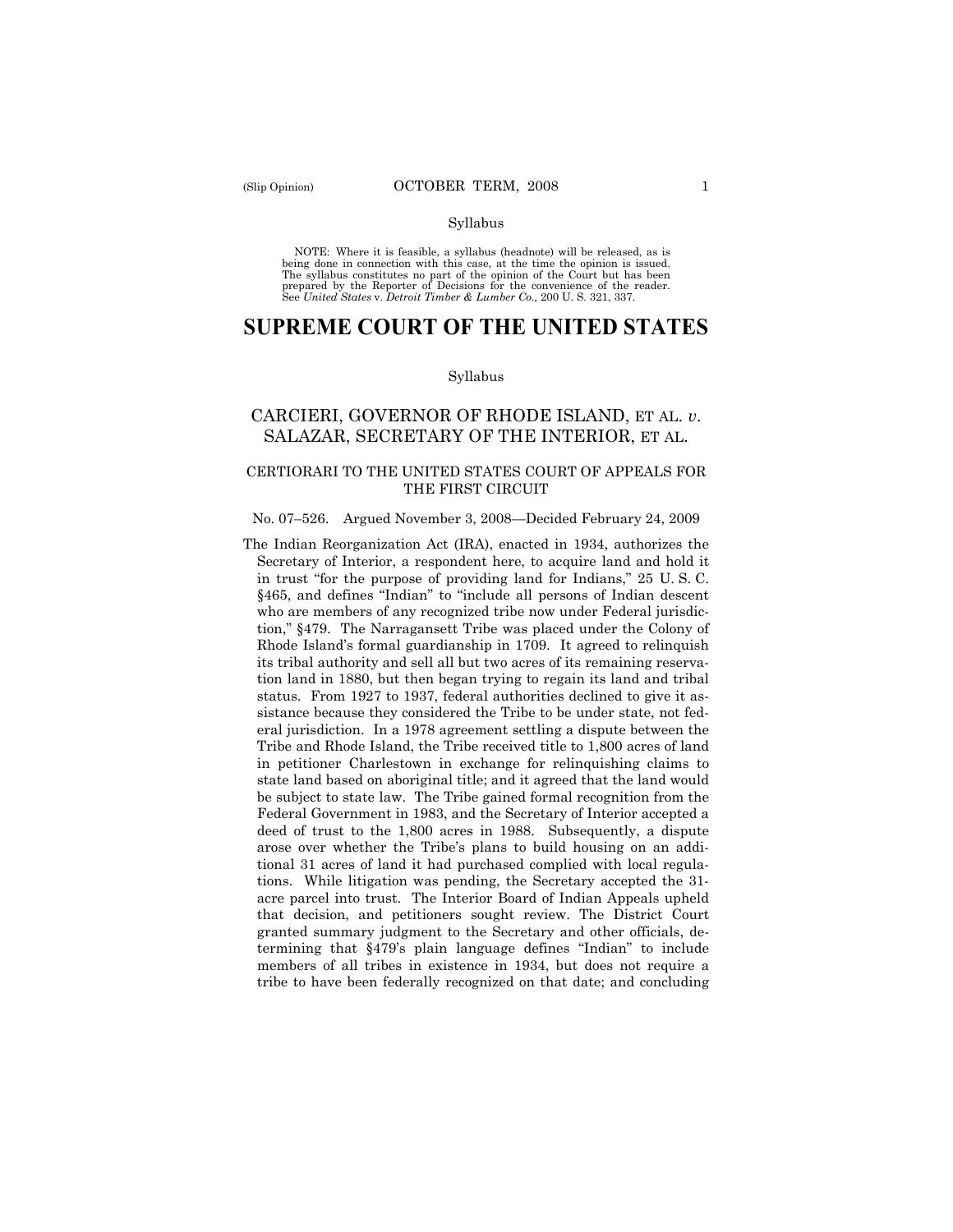NOTE: Where it is feasible, a syllabus (headnote) will be released, as is being done in connection with this case, at the time the opinion is issued. The syllabus constitutes no part of the opinion of the Court but has been prepared by the Reporter of Decisions for the convenience of the reader. See *United States* v. *Detroit Timber & Lumber Co.,* 200 U. S. 321, 337.

# SUPREME COURT OF THE UNITED STATES

Syllabus

## CARCIERI, GOVERNOR OF RHODE ISLAND, ET AL. *v*. SALAZAR, SECRETARY OF THE INTERIOR, ET AL.

### CERTIORARI TO THE UNITED STATES COURT OF APPEALS FOR THE FIRST CIRCUIT

No. 07–526. Argued November 3, 2008—Decided February 24, 2009

The Indian Reorganization Act (IRA), enacted in 1934, authorizes the Secretary of Interior, a respondent here, to acquire land and hold it in trust "for the purpose of providing land for Indians," 25 U. S. C. §465, and defines "Indian" to "include all persons of Indian descent who are members of any recognized tribe now under Federal jurisdiction," §479. The Narragansett Tribe was placed under the Colony of Rhode Island's formal guardianship in 1709. It agreed to relinquish its tribal authority and sell all but two acres of its remaining reservation land in 1880, but then began trying to regain its land and tribal status. From 1927 to 1937, federal authorities declined to give it assistance because they considered the Tribe to be under state, not federal jurisdiction. In a 1978 agreement settling a dispute between the Tribe and Rhode Island, the Tribe received title to 1,800 acres of land in petitioner Charlestown in exchange for relinquishing claims to state land based on aboriginal title; and it agreed that the land would be subject to state law. The Tribe gained formal recognition from the Federal Government in 1983, and the Secretary of Interior accepted a deed of trust to the 1,800 acres in 1988. Subsequently, a dispute arose over whether the Tribe's plans to build housing on an additional 31 acres of land it had purchased complied with local regulations. While litigation was pending, the Secretary accepted the 31-acre parcel into trust. The Interior Board of Indian Appeals upheld that decision, and petitioners sought review. The District Court granted summary judgment to the Secretary and other officials, determining that §479's plain language defines "Indian" to include members of all tribes in existence in 1934, but does not require a tribe to have been federally recognized on that date; and concluding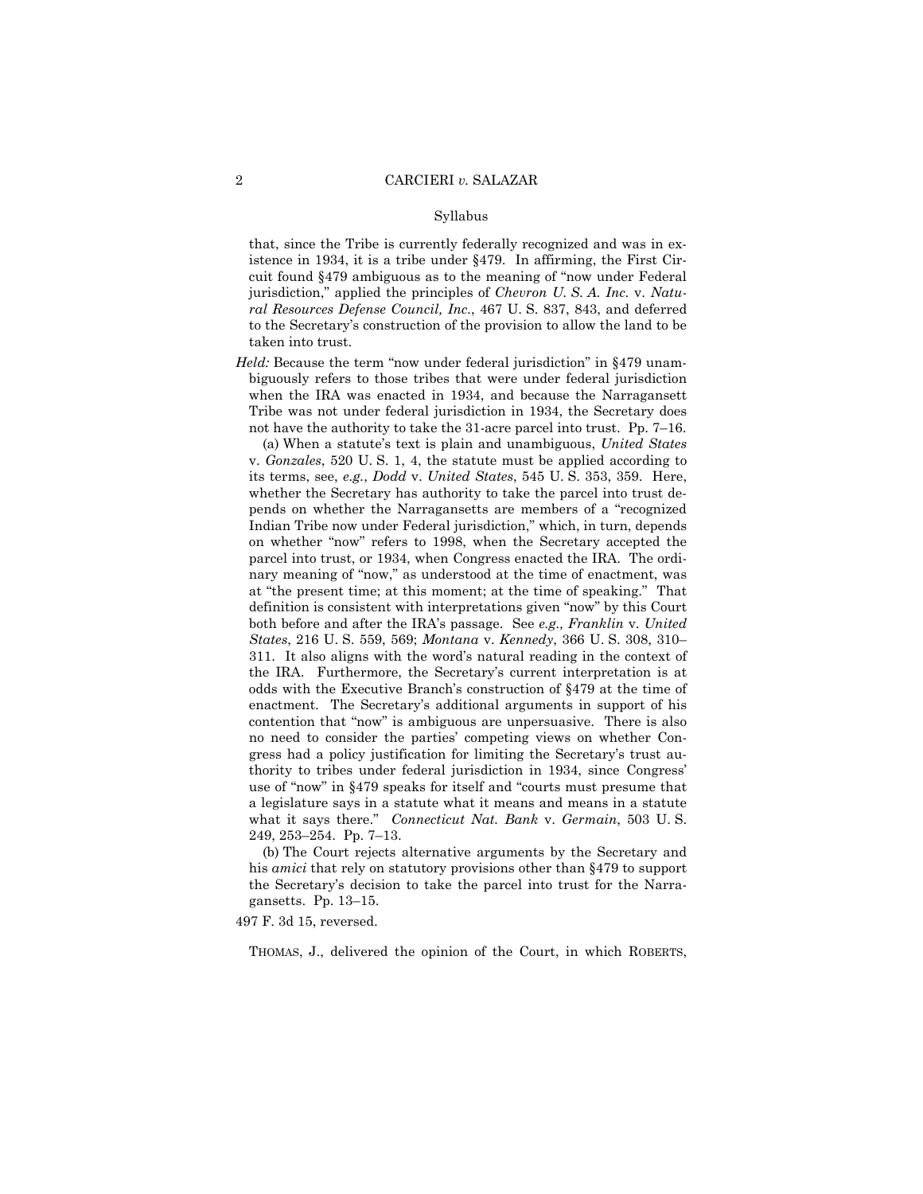that, since the Tribe is currently federally recognized and was in existence in 1934, it is a tribe under §479. In affirming, the First Circuit found §479 ambiguous as to the meaning of "now under Federal jurisdiction," applied the principles of *Chevron U. S. A. Inc.* v. *Natural Resources Defense Council, Inc.*, 467 U. S. 837, 843, and deferred to the Secretary's construction of the provision to allow the land to be taken into trust.

*Held:* Because the term "now under federal jurisdiction" in §479 unambiguously refers to those tribes that were under federal jurisdiction when the IRA was enacted in 1934, and because the Narragansett Tribe was not under federal jurisdiction in 1934, the Secretary does not have the authority to take the 31-acre parcel into trust. Pp. 7–16.

(a) When a statute's text is plain and unambiguous, *United States* v. *Gonzales*, 520 U. S. 1, 4, the statute must be applied according to its terms, see, *e.g.*, *Dodd* v. *United States*, 545 U. S. 353, 359. Here, whether the Secretary has authority to take the parcel into trust depends on whether the Narragansetts are members of a "recognized Indian Tribe now under Federal jurisdiction," which, in turn, depends on whether "now" refers to 1998, when the Secretary accepted the parcel into trust, or 1934, when Congress enacted the IRA. The ordinary meaning of "now," as understood at the time of enactment, was at "the present time; at this moment; at the time of speaking." That definition is consistent with interpretations given "now" by this Court both before and after the IRA's passage. See *e.g., Franklin* v. *United States*, 216 U. S. 559, 569; *Montana* v. *Kennedy*, 366 U. S. 308, 310–311. It also aligns with the word's natural reading in the context of the IRA. Furthermore, the Secretary's current interpretation is at odds with the Executive Branch's construction of §479 at the time of enactment. The Secretary's additional arguments in support of his contention that "now" is ambiguous are unpersuasive. There is also no need to consider the parties' competing views on whether Congress had a policy justification for limiting the Secretary's trust authority to tribes under federal jurisdiction in 1934, since Congress' use of "now" in §479 speaks for itself and "courts must presume that a legislature says in a statute what it means and means in a statute what it says there." *Connecticut Nat. Bank* v. *Germain*, 503 U. S. 249, 253–254. Pp. 7–13.

(b) The Court rejects alternative arguments by the Secretary and his *amici* that rely on statutory provisions other than §479 to support the Secretary's decision to take the parcel into trust for the Narragansetts. Pp. 13–15.

497 F. 3d 15, reversed.

THOMAS, J., delivered the opinion of the Court, in which ROBERTS,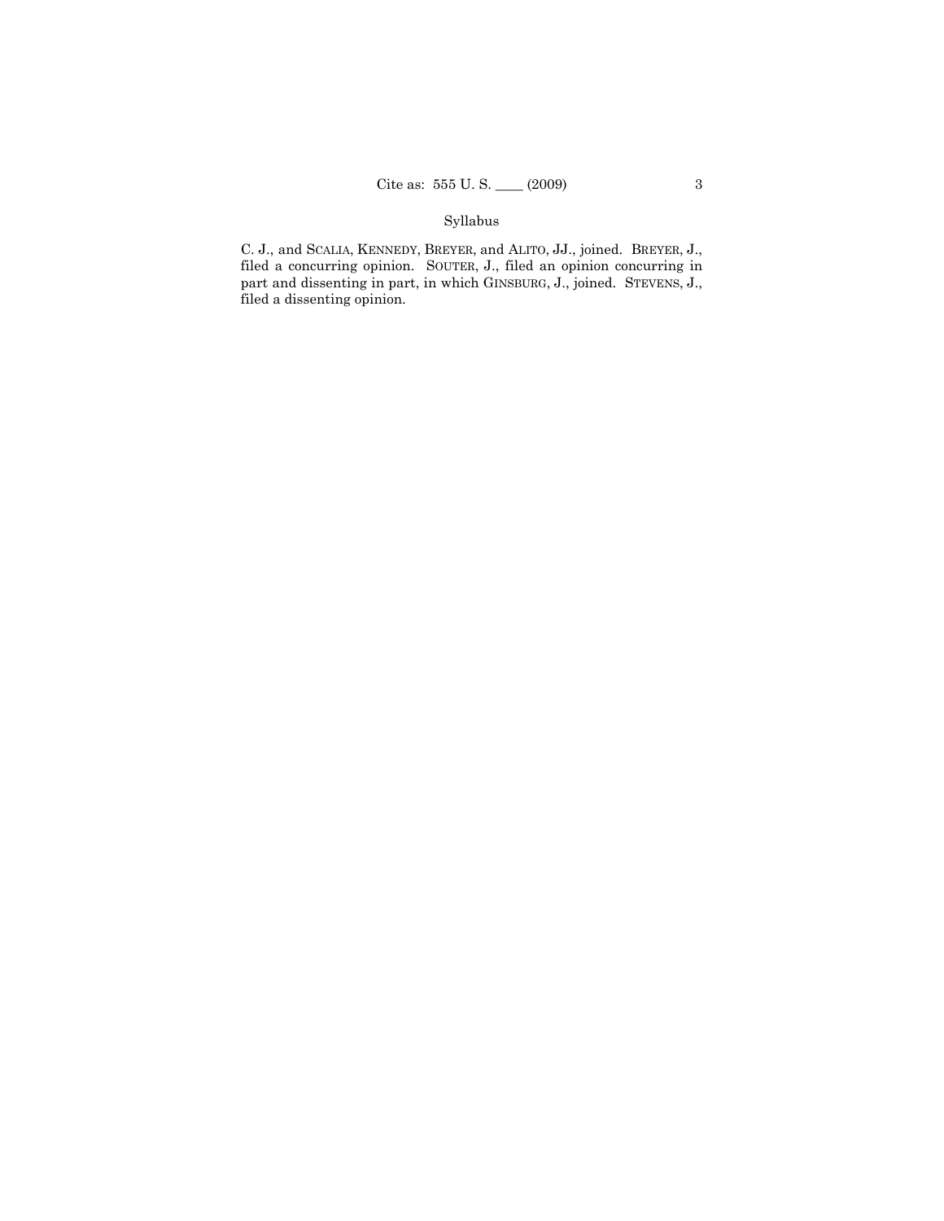C. J., and SCALIA, KENNEDY, BREYER, and ALITO, JJ., joined. BREYER, J., filed a concurring opinion. SOUTER, J., filed an opinion concurring in part and dissenting in part, in which GINSBURG, J., joined. STEVENS, J., filed a dissenting opinion.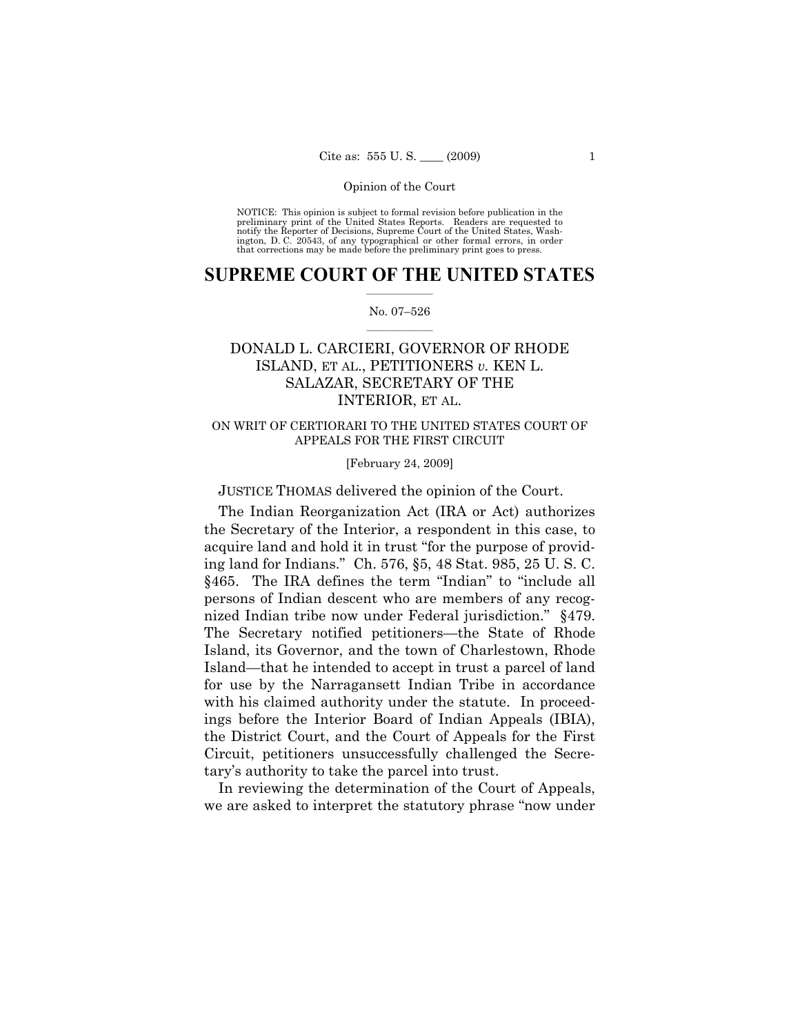NOTICE: This opinion is subject to formal revision before publication in the preliminary print of the United States Reports. Readers are requested to notify the Reporter of Decisions, Supreme Court of the United States, Washington, D. C. 20543, of any typographical or other formal errors, in order that corrections may be made before the preliminary print goes to press.

# SUPREME COURT OF THE UNITED STATES

No. 07–526

## DONALD L. CARCIERI, GOVERNOR OF RHODE ISLAND, ET AL., PETITIONERS *v.* KEN L. SALAZAR, SECRETARY OF THE INTERIOR, ET AL.

ON WRIT OF CERTIORARI TO THE UNITED STATES COURT OF APPEALS FOR THE FIRST CIRCUIT

[February 24, 2009]

JUSTICE THOMAS delivered the opinion of the Court.

The Indian Reorganization Act (IRA or Act) authorizes the Secretary of the Interior, a respondent in this case, to acquire land and hold it in trust "for the purpose of providing land for Indians." Ch. 576, §5, 48 Stat. 985, 25 U. S. C. §465. The IRA defines the term "Indian" to "include all persons of Indian descent who are members of any recognized Indian tribe now under Federal jurisdiction." §479. The Secretary notified petitioners—the State of Rhode Island, its Governor, and the town of Charlestown, Rhode Island—that he intended to accept in trust a parcel of land for use by the Narragansett Indian Tribe in accordance with his claimed authority under the statute. In proceedings before the Interior Board of Indian Appeals (IBIA), the District Court, and the Court of Appeals for the First Circuit, petitioners unsuccessfully challenged the Secretary's authority to take the parcel into trust.

In reviewing the determination of the Court of Appeals, we are asked to interpret the statutory phrase "now under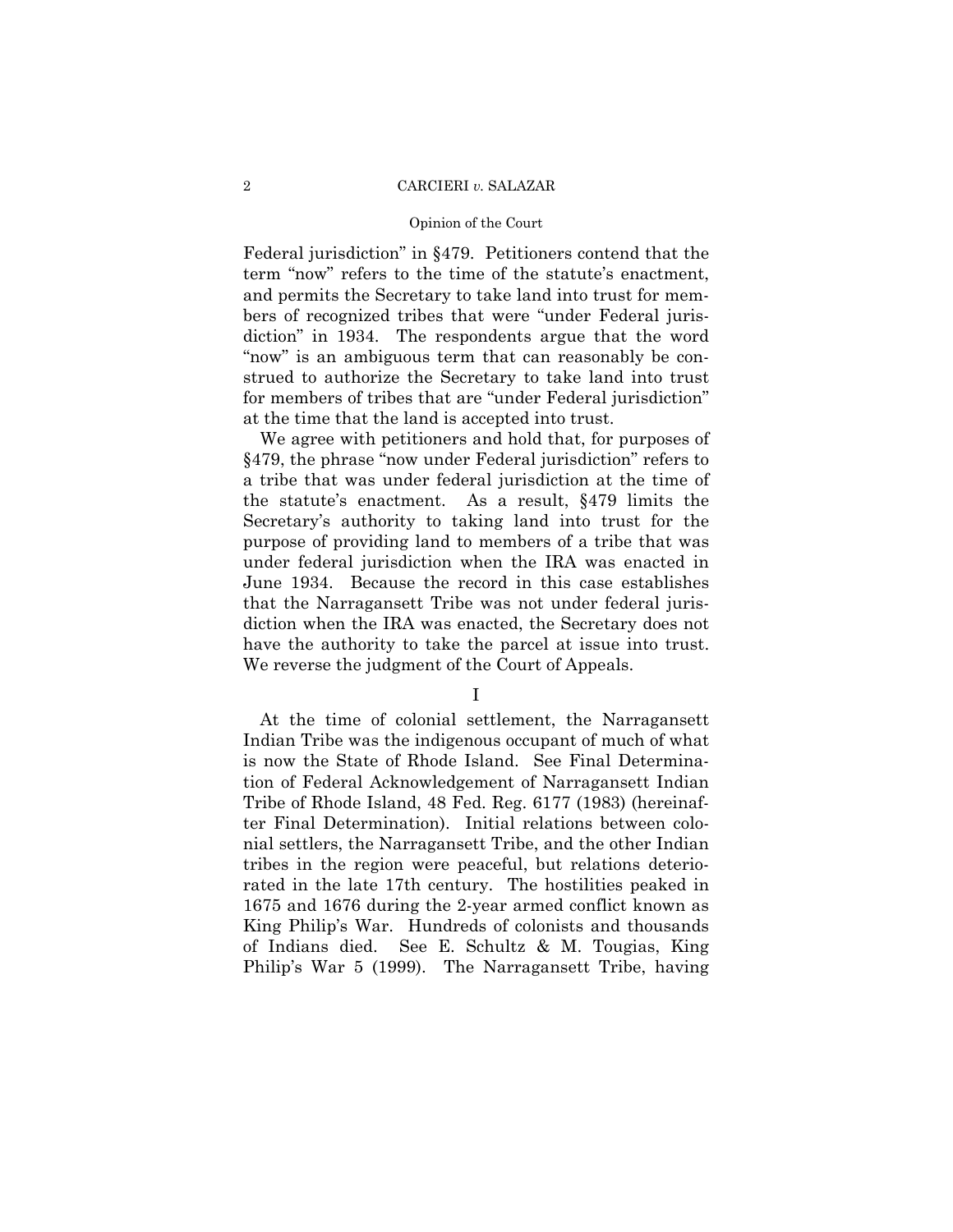Federal jurisdiction" in §479. Petitioners contend that the term "now" refers to the time of the statute's enactment, and permits the Secretary to take land into trust for members of recognized tribes that were "under Federal jurisdiction" in 1934. The respondents argue that the word "now" is an ambiguous term that can reasonably be construed to authorize the Secretary to take land into trust for members of tribes that are "under Federal jurisdiction" at the time that the land is accepted into trust.

We agree with petitioners and hold that, for purposes of §479, the phrase "now under Federal jurisdiction" refers to a tribe that was under federal jurisdiction at the time of the statute's enactment. As a result, §479 limits the Secretary's authority to taking land into trust for the purpose of providing land to members of a tribe that was under federal jurisdiction when the IRA was enacted in June 1934. Because the record in this case establishes that the Narragansett Tribe was not under federal jurisdiction when the IRA was enacted, the Secretary does not have the authority to take the parcel at issue into trust. We reverse the judgment of the Court of Appeals.

## I

At the time of colonial settlement, the Narragansett Indian Tribe was the indigenous occupant of much of what is now the State of Rhode Island. See Final Determination of Federal Acknowledgement of Narragansett Indian Tribe of Rhode Island, 48 Fed. Reg. 6177 (1983) (hereinafter Final Determination). Initial relations between colonial settlers, the Narragansett Tribe, and the other Indian tribes in the region were peaceful, but relations deteriorated in the late 17th century. The hostilities peaked in 1675 and 1676 during the 2-year armed conflict known as King Philip's War. Hundreds of colonists and thousands of Indians died. See E. Schultz & M. Tougias, King Philip's War 5 (1999). The Narragansett Tribe, having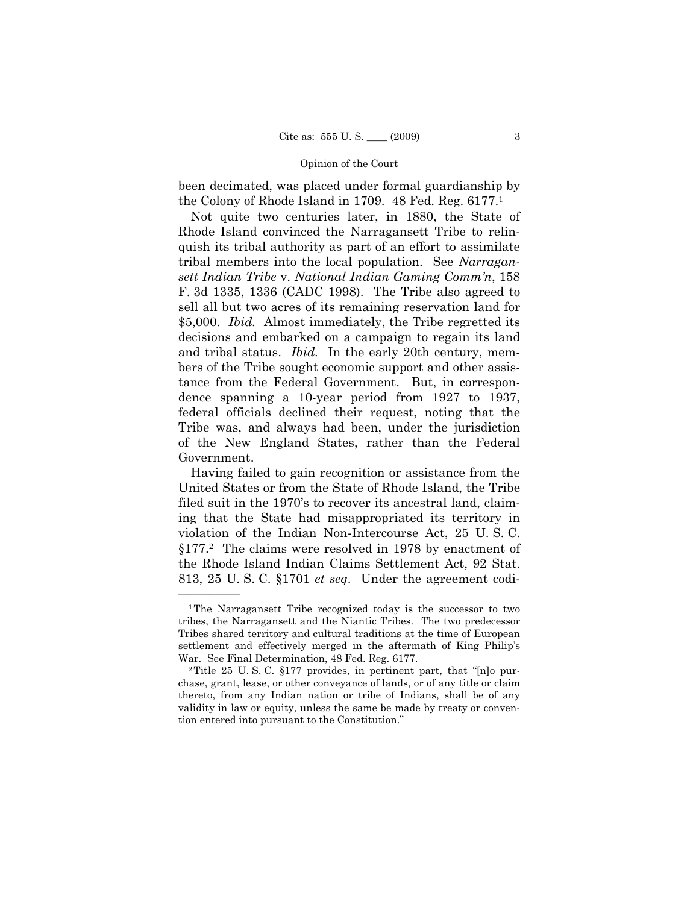been decimated, was placed under formal guardianship by the Colony of Rhode Island in 1709. 48 Fed. Reg. 6177.[1]

Not quite two centuries later, in 1880, the State of Rhode Island convinced the Narragansett Tribe to relinquish its tribal authority as part of an effort to assimilate tribal members into the local population. See *Narragansett Indian Tribe* v. *National Indian Gaming Comm'n*, 158 F. 3d 1335, 1336 (CADC 1998). The Tribe also agreed to sell all but two acres of its remaining reservation land for $5,000. *Ibid.* Almost immediately, the Tribe regretted its decisions and embarked on a campaign to regain its land and tribal status. *Ibid.* In the early 20th century, members of the Tribe sought economic support and other assistance from the Federal Government. But, in correspondence spanning a 10-year period from 1927 to 1937, federal officials declined their request, noting that the Tribe was, and always had been, under the jurisdiction of the New England States, rather than the Federal Government.

Having failed to gain recognition or assistance from the United States or from the State of Rhode Island, the Tribe filed suit in the 1970's to recover its ancestral land, claiming that the State had misappropriated its territory in violation of the Indian Non-Intercourse Act, 25 U. S. C. §177.[2] The claims were resolved in 1978 by enactment of the Rhode Island Indian Claims Settlement Act, 92 Stat. 813, 25 U. S. C. §1701 *et seq*. Under the agreement codi-

---

[1] The Narragansett Tribe recognized today is the successor to two tribes, the Narragansett and the Niantic Tribes. The two predecessor Tribes shared territory and cultural traditions at the time of European settlement and effectively merged in the aftermath of King Philip's War. See Final Determination, 48 Fed. Reg. 6177.

[2] Title 25 U. S. C. §177 provides, in pertinent part, that "[n]o purchase, grant, lease, or other conveyance of lands, or of any title or claim thereto, from any Indian nation or tribe of Indians, shall be of any validity in law or equity, unless the same be made by treaty or convention entered into pursuant to the Constitution."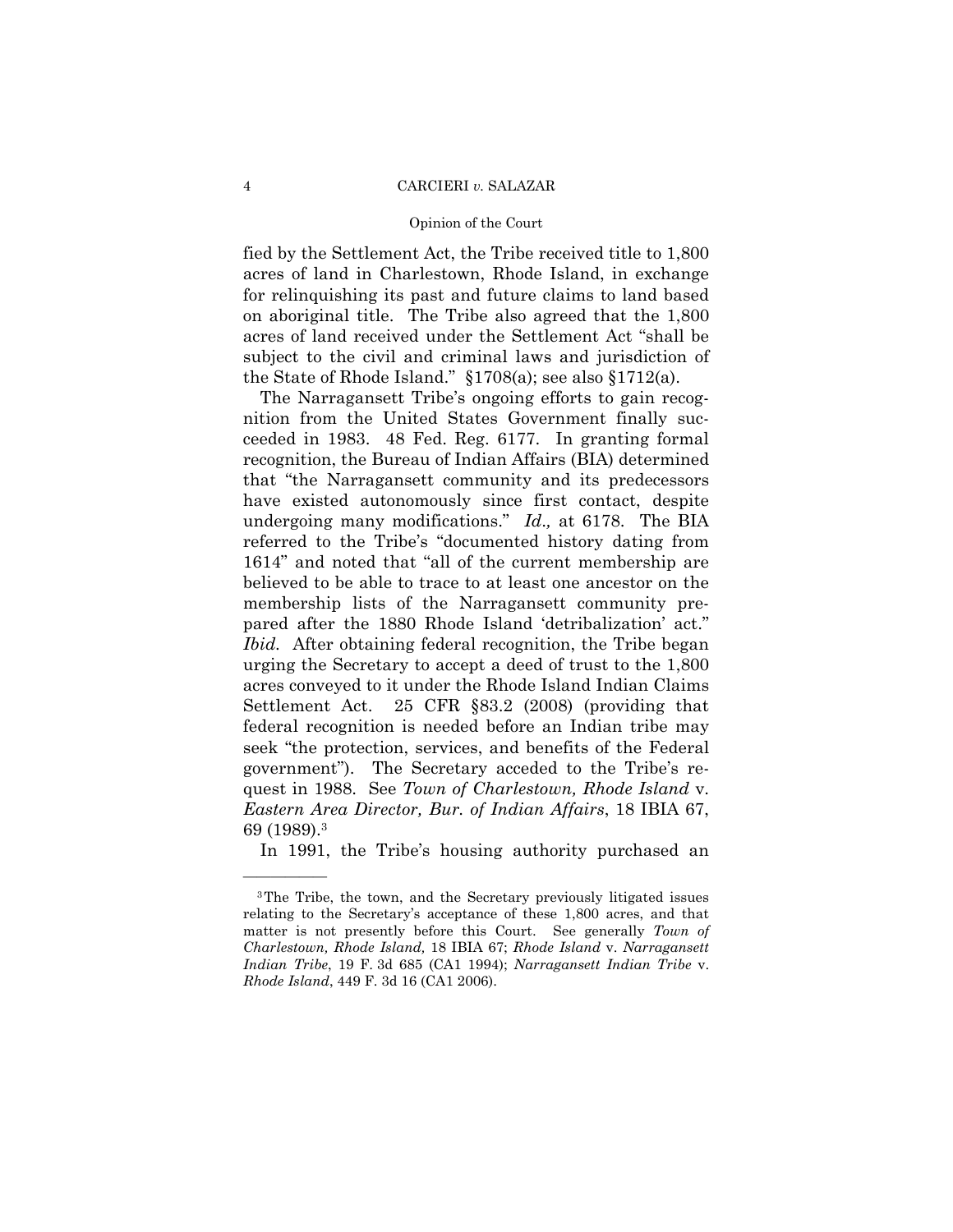fied by the Settlement Act, the Tribe received title to 1,800 acres of land in Charlestown, Rhode Island, in exchange for relinquishing its past and future claims to land based on aboriginal title. The Tribe also agreed that the 1,800 acres of land received under the Settlement Act "shall be subject to the civil and criminal laws and jurisdiction of the State of Rhode Island." §1708(a); see also §1712(a).

The Narragansett Tribe's ongoing efforts to gain recognition from the United States Government finally succeeded in 1983. 48 Fed. Reg. 6177. In granting formal recognition, the Bureau of Indian Affairs (BIA) determined that "the Narragansett community and its predecessors have existed autonomously since first contact, despite undergoing many modifications." *Id.,* at 6178. The BIA referred to the Tribe's "documented history dating from 1614" and noted that "all of the current membership are believed to be able to trace to at least one ancestor on the membership lists of the Narragansett community prepared after the 1880 Rhode Island 'detribalization' act." *Ibid.* After obtaining federal recognition, the Tribe began urging the Secretary to accept a deed of trust to the 1,800 acres conveyed to it under the Rhode Island Indian Claims Settlement Act. 25 CFR §83.2 (2008) (providing that federal recognition is needed before an Indian tribe may seek "the protection, services, and benefits of the Federal government"). The Secretary acceded to the Tribe's request in 1988. See *Town of Charlestown, Rhode Island* v. *Eastern Area Director, Bur. of Indian Affairs*, 18 IBIA 67, 69 (1989).[3]

In 1991, the Tribe's housing authority purchased an

---

[3]The Tribe, the town, and the Secretary previously litigated issues relating to the Secretary's acceptance of these 1,800 acres, and that matter is not presently before this Court. See generally *Town of Charlestown, Rhode Island,* 18 IBIA 67; *Rhode Island* v. *Narragansett Indian Tribe*, 19 F. 3d 685 (CA1 1994); *Narragansett Indian Tribe* v. *Rhode Island*, 449 F. 3d 16 (CA1 2006).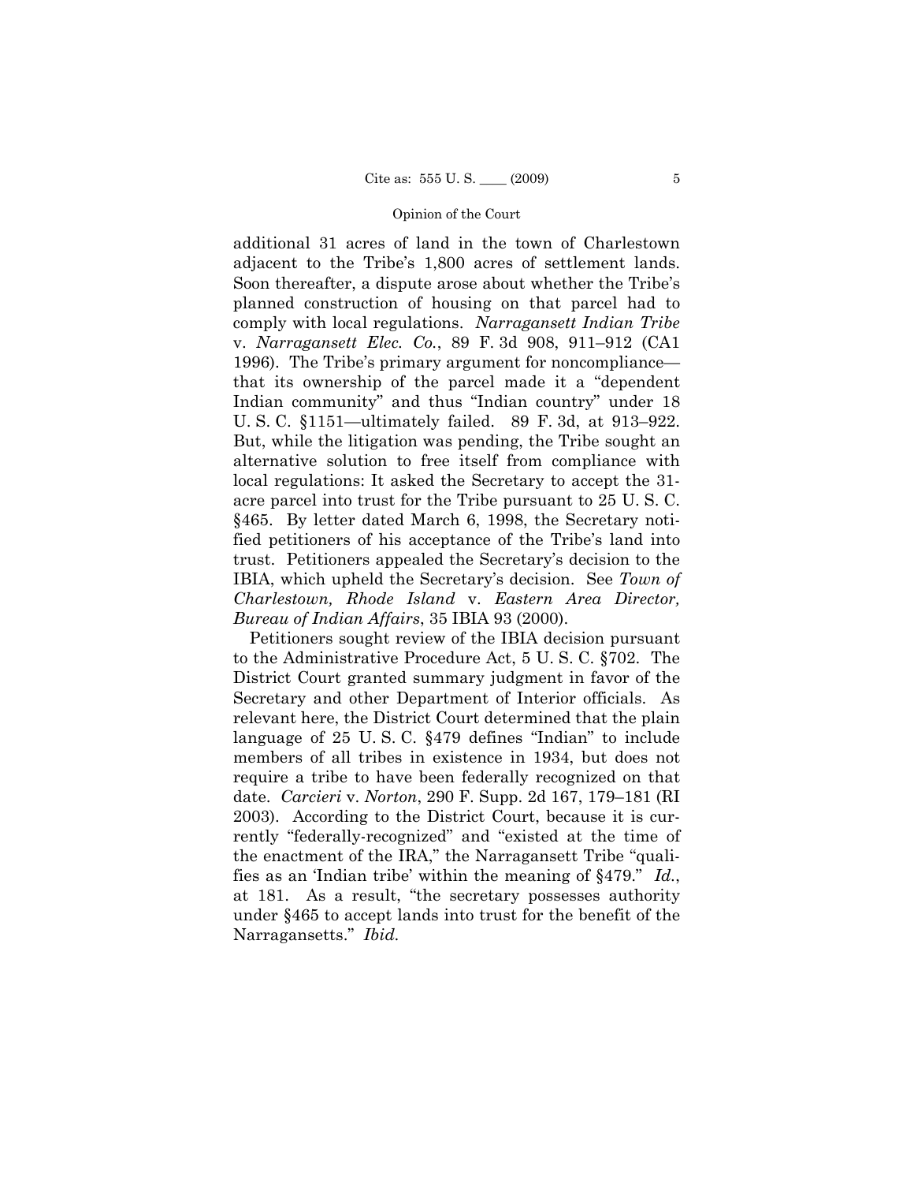additional 31 acres of land in the town of Charlestown adjacent to the Tribe's 1,800 acres of settlement lands. Soon thereafter, a dispute arose about whether the Tribe's planned construction of housing on that parcel had to comply with local regulations. *Narragansett Indian Tribe* v. *Narragansett Elec. Co.*, 89 F. 3d 908, 911–912 (CA1 1996). The Tribe's primary argument for noncompliance—that its ownership of the parcel made it a "dependent Indian community" and thus "Indian country" under 18 U. S. C. §1151—ultimately failed. 89 F. 3d, at 913–922. But, while the litigation was pending, the Tribe sought an alternative solution to free itself from compliance with local regulations: It asked the Secretary to accept the 31-acre parcel into trust for the Tribe pursuant to 25 U. S. C. §465. By letter dated March 6, 1998, the Secretary notified petitioners of his acceptance of the Tribe's land into trust. Petitioners appealed the Secretary's decision to the IBIA, which upheld the Secretary's decision. See *Town of Charlestown, Rhode Island* v. *Eastern Area Director, Bureau of Indian Affairs*, 35 IBIA 93 (2000).

Petitioners sought review of the IBIA decision pursuant to the Administrative Procedure Act, 5 U. S. C. §702. The District Court granted summary judgment in favor of the Secretary and other Department of Interior officials. As relevant here, the District Court determined that the plain language of 25 U. S. C. §479 defines "Indian" to include members of all tribes in existence in 1934, but does not require a tribe to have been federally recognized on that date. *Carcieri* v. *Norton*, 290 F. Supp. 2d 167, 179–181 (RI 2003). According to the District Court, because it is currently "federally-recognized" and "existed at the time of the enactment of the IRA," the Narragansett Tribe "qualifies as an 'Indian tribe' within the meaning of §479." *Id.*, at 181. As a result, "the secretary possesses authority under §465 to accept lands into trust for the benefit of the Narragansetts." *Ibid.*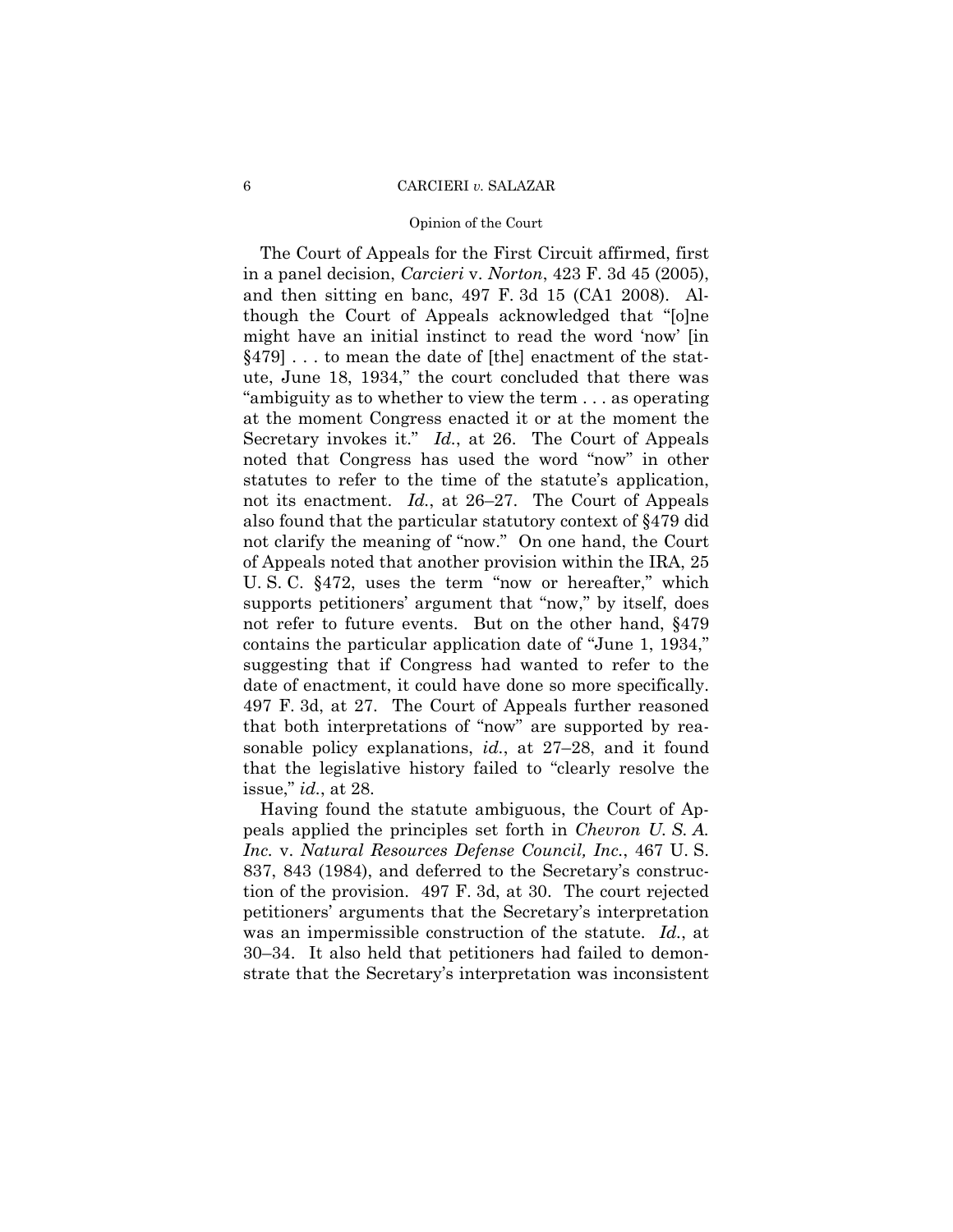The Court of Appeals for the First Circuit affirmed, first in a panel decision, *Carcieri* v. *Norton*, 423 F. 3d 45 (2005), and then sitting en banc, 497 F. 3d 15 (CA1 2008). Although the Court of Appeals acknowledged that "[o]ne might have an initial instinct to read the word 'now' [in §479] . . . to mean the date of [the] enactment of the statute, June 18, 1934," the court concluded that there was "ambiguity as to whether to view the term . . . as operating at the moment Congress enacted it or at the moment the Secretary invokes it." *Id.*, at 26. The Court of Appeals noted that Congress has used the word "now" in other statutes to refer to the time of the statute's application, not its enactment. *Id.*, at 26–27. The Court of Appeals also found that the particular statutory context of §479 did not clarify the meaning of "now." On one hand, the Court of Appeals noted that another provision within the IRA, 25 U. S. C. §472, uses the term "now or hereafter," which supports petitioners' argument that "now," by itself, does not refer to future events. But on the other hand, §479 contains the particular application date of "June 1, 1934," suggesting that if Congress had wanted to refer to the date of enactment, it could have done so more specifically. 497 F. 3d, at 27. The Court of Appeals further reasoned that both interpretations of "now" are supported by reasonable policy explanations, *id.*, at 27–28, and it found that the legislative history failed to "clearly resolve the issue," *id.*, at 28.

Having found the statute ambiguous, the Court of Appeals applied the principles set forth in *Chevron U. S. A. Inc.* v. *Natural Resources Defense Council, Inc.*, 467 U. S. 837, 843 (1984), and deferred to the Secretary's construction of the provision. 497 F. 3d, at 30. The court rejected petitioners' arguments that the Secretary's interpretation was an impermissible construction of the statute. *Id.*, at 30–34. It also held that petitioners had failed to demonstrate that the Secretary's interpretation was inconsistent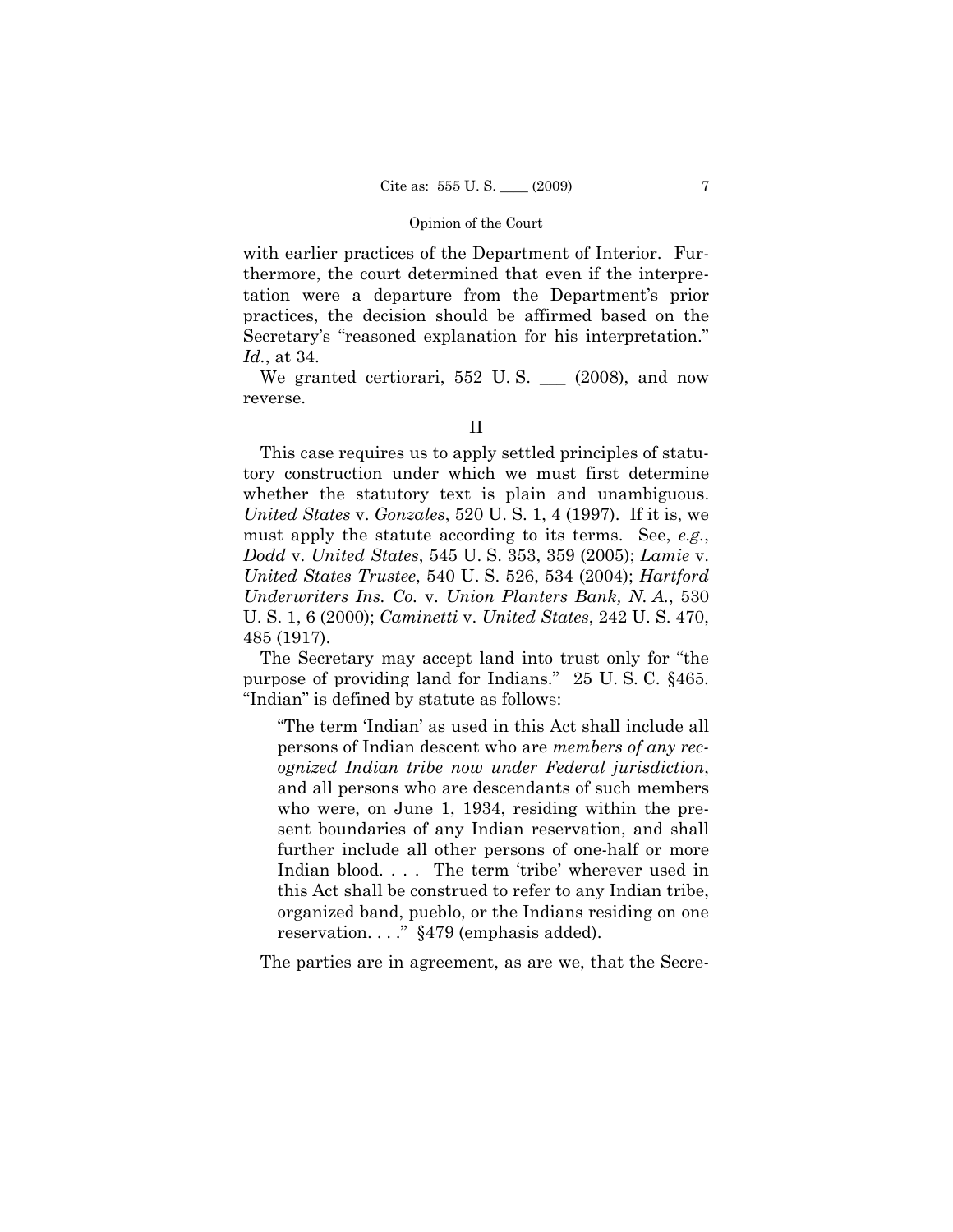with earlier practices of the Department of Interior. Furthermore, the court determined that even if the interpretation were a departure from the Department's prior practices, the decision should be affirmed based on the Secretary's "reasoned explanation for his interpretation." *Id.*, at 34.

We granted certiorari, 552 U. S. ___ (2008), and now reverse.

## II

This case requires us to apply settled principles of statutory construction under which we must first determine whether the statutory text is plain and unambiguous. *United States* v. *Gonzales*, 520 U. S. 1, 4 (1997). If it is, we must apply the statute according to its terms. See, *e.g.*, *Dodd* v. *United States*, 545 U. S. 353, 359 (2005); *Lamie* v. *United States Trustee*, 540 U. S. 526, 534 (2004); *Hartford Underwriters Ins. Co.* v. *Union Planters Bank, N. A.*, 530 U. S. 1, 6 (2000); *Caminetti* v. *United States*, 242 U. S. 470, 485 (1917).

The Secretary may accept land into trust only for "the purpose of providing land for Indians." 25 U. S. C. §465. "Indian" is defined by statute as follows:

> "The term 'Indian' as used in this Act shall include all persons of Indian descent who are *members of any recognized Indian tribe now under Federal jurisdiction*, and all persons who are descendants of such members who were, on June 1, 1934, residing within the present boundaries of any Indian reservation, and shall further include all other persons of one-half or more Indian blood. . . . The term 'tribe' wherever used in this Act shall be construed to refer to any Indian tribe, organized band, pueblo, or the Indians residing on one reservation. . . ." §479 (emphasis added).

The parties are in agreement, as are we, that the Secre-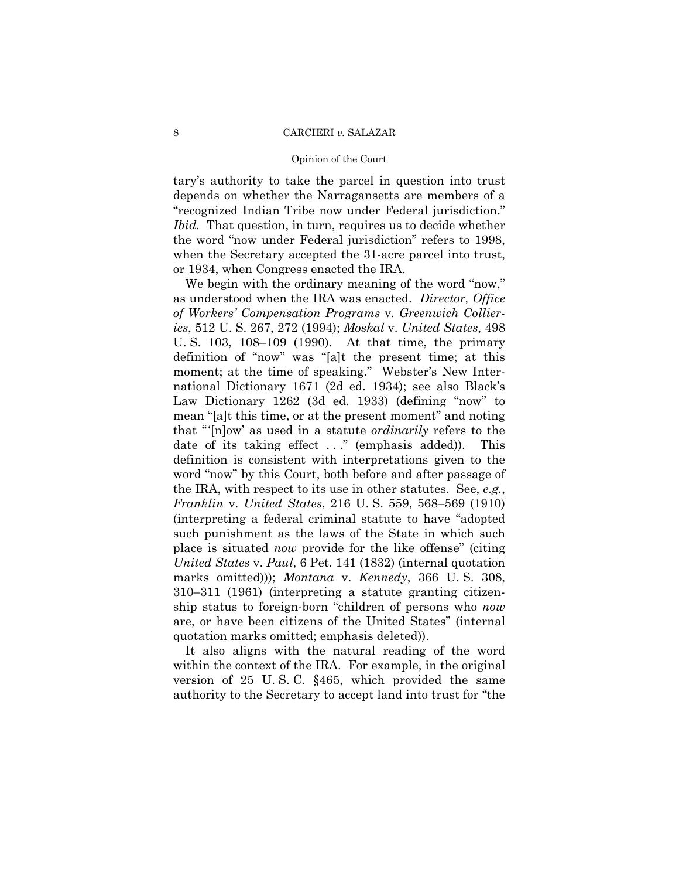tary's authority to take the parcel in question into trust depends on whether the Narragansetts are members of a "recognized Indian Tribe now under Federal jurisdiction." *Ibid.* That question, in turn, requires us to decide whether the word "now under Federal jurisdiction" refers to 1998, when the Secretary accepted the 31-acre parcel into trust, or 1934, when Congress enacted the IRA.

We begin with the ordinary meaning of the word "now," as understood when the IRA was enacted. *Director, Office of Workers' Compensation Programs* v. *Greenwich Collieries*, 512 U. S. 267, 272 (1994); *Moskal* v. *United States*, 498 U. S. 103, 108–109 (1990). At that time, the primary definition of "now" was "[a]t the present time; at this moment; at the time of speaking." Webster's New International Dictionary 1671 (2d ed. 1934); see also Black's Law Dictionary 1262 (3d ed. 1933) (defining "now" to mean "[a]t this time, or at the present moment" and noting that "'[n]ow' as used in a statute *ordinarily* refers to the date of its taking effect . . ." (emphasis added)). This definition is consistent with interpretations given to the word "now" by this Court, both before and after passage of the IRA, with respect to its use in other statutes. See, *e.g.*, *Franklin* v. *United States*, 216 U. S. 559, 568–569 (1910) (interpreting a federal criminal statute to have "adopted such punishment as the laws of the State in which such place is situated *now* provide for the like offense" (citing *United States* v. *Paul*, 6 Pet. 141 (1832) (internal quotation marks omitted))); *Montana* v. *Kennedy*, 366 U. S. 308, 310–311 (1961) (interpreting a statute granting citizenship status to foreign-born "children of persons who *now* are, or have been citizens of the United States" (internal quotation marks omitted; emphasis deleted)).

It also aligns with the natural reading of the word within the context of the IRA. For example, in the original version of 25 U. S. C. §465, which provided the same authority to the Secretary to accept land into trust for "the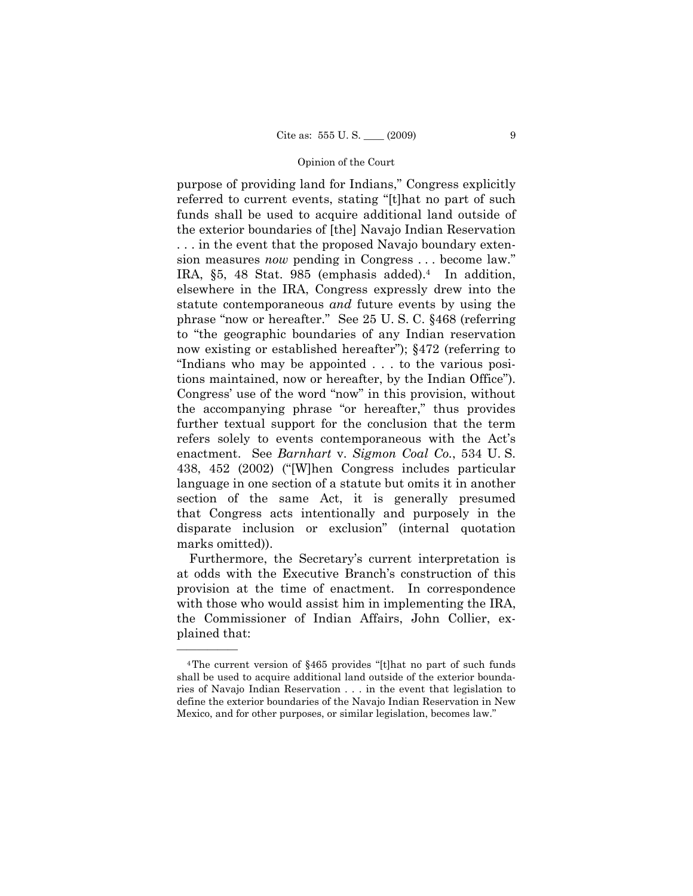purpose of providing land for Indians," Congress explicitly referred to current events, stating "[t]hat no part of such funds shall be used to acquire additional land outside of the exterior boundaries of [the] Navajo Indian Reservation . . . in the event that the proposed Navajo boundary extension measures *now* pending in Congress . . . become law." IRA, §5, 48 Stat. 985 (emphasis added).[4] In addition, elsewhere in the IRA, Congress expressly drew into the statute contemporaneous *and* future events by using the phrase "now or hereafter." See 25 U. S. C. §468 (referring to "the geographic boundaries of any Indian reservation now existing or established hereafter"); §472 (referring to "Indians who may be appointed . . . to the various positions maintained, now or hereafter, by the Indian Office"). Congress' use of the word "now" in this provision, without the accompanying phrase "or hereafter," thus provides further textual support for the conclusion that the term refers solely to events contemporaneous with the Act's enactment. See *Barnhart* v. *Sigmon Coal Co.*, 534 U. S. 438, 452 (2002) ("[W]hen Congress includes particular language in one section of a statute but omits it in another section of the same Act, it is generally presumed that Congress acts intentionally and purposely in the disparate inclusion or exclusion" (internal quotation marks omitted)).

Furthermore, the Secretary's current interpretation is at odds with the Executive Branch's construction of this provision at the time of enactment. In correspondence with those who would assist him in implementing the IRA, the Commissioner of Indian Affairs, John Collier, explained that:

---

[4] The current version of §465 provides "[t]hat no part of such funds shall be used to acquire additional land outside of the exterior boundaries of Navajo Indian Reservation . . . in the event that legislation to define the exterior boundaries of the Navajo Indian Reservation in New Mexico, and for other purposes, or similar legislation, becomes law."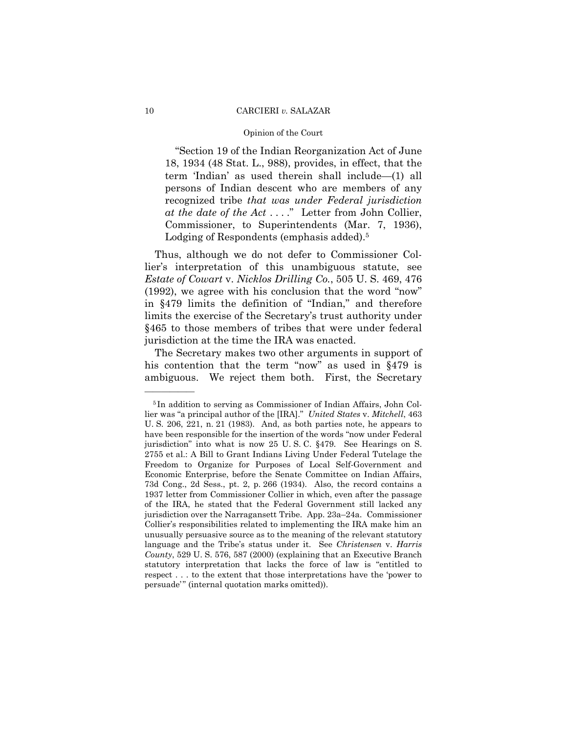> "Section 19 of the Indian Reorganization Act of June 18, 1934 (48 Stat. L., 988), provides, in effect, that the term 'Indian' as used therein shall include—(1) all persons of Indian descent who are members of any recognized tribe *that was under Federal jurisdiction at the date of the Act* . . . ." Letter from John Collier, Commissioner, to Superintendents (Mar. 7, 1936), Lodging of Respondents (emphasis added).[5]

Thus, although we do not defer to Commissioner Collier's interpretation of this unambiguous statute, see *Estate of Cowart* v. *Nicklos Drilling Co.*, 505 U. S. 469, 476 (1992), we agree with his conclusion that the word "now" in §479 limits the definition of "Indian," and therefore limits the exercise of the Secretary's trust authority under §465 to those members of tribes that were under federal jurisdiction at the time the IRA was enacted.

The Secretary makes two other arguments in support of his contention that the term "now" as used in §479 is ambiguous. We reject them both. First, the Secretary

---

[5] In addition to serving as Commissioner of Indian Affairs, John Collier was "a principal author of the [IRA]." *United States* v. *Mitchell*, 463 U. S. 206, 221, n. 21 (1983). And, as both parties note, he appears to have been responsible for the insertion of the words "now under Federal jurisdiction" into what is now 25 U. S. C. §479. See Hearings on S. 2755 et al.: A Bill to Grant Indians Living Under Federal Tutelage the Freedom to Organize for Purposes of Local Self-Government and Economic Enterprise, before the Senate Committee on Indian Affairs, 73d Cong., 2d Sess., pt. 2, p. 266 (1934). Also, the record contains a 1937 letter from Commissioner Collier in which, even after the passage of the IRA, he stated that the Federal Government still lacked any jurisdiction over the Narragansett Tribe. App. 23a–24a. Commissioner Collier's responsibilities related to implementing the IRA make him an unusually persuasive source as to the meaning of the relevant statutory language and the Tribe's status under it. See *Christensen* v. *Harris County*, 529 U. S. 576, 587 (2000) (explaining that an Executive Branch statutory interpretation that lacks the force of law is "entitled to respect . . . to the extent that those interpretations have the 'power to persuade'" (internal quotation marks omitted)).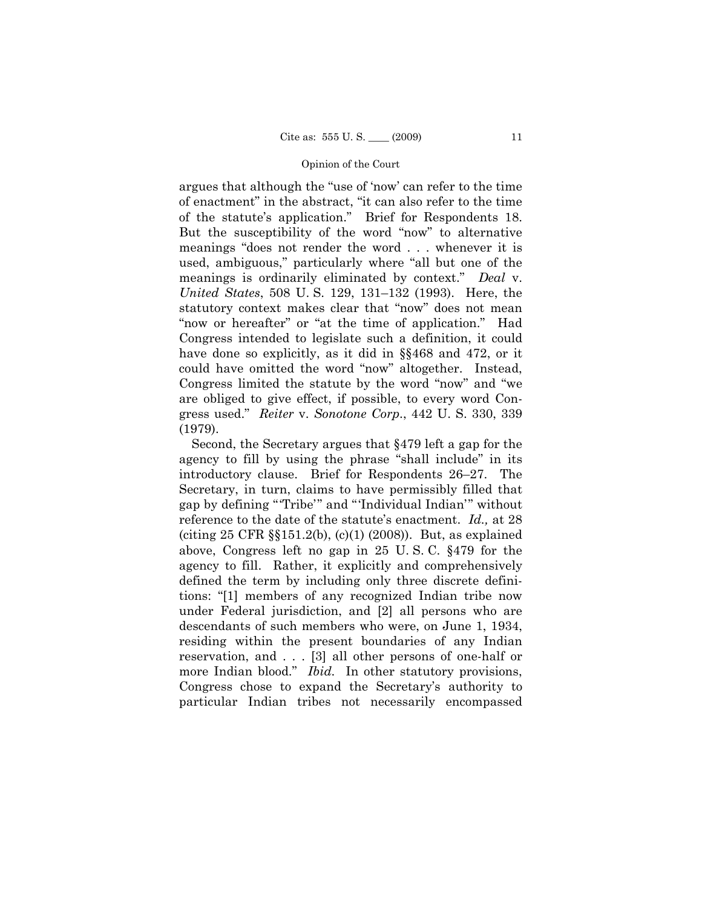argues that although the "use of 'now' can refer to the time of enactment" in the abstract, "it can also refer to the time of the statute's application." Brief for Respondents 18. But the susceptibility of the word "now" to alternative meanings "does not render the word . . . whenever it is used, ambiguous," particularly where "all but one of the meanings is ordinarily eliminated by context." *Deal* v. *United States*, 508 U. S. 129, 131–132 (1993). Here, the statutory context makes clear that "now" does not mean "now or hereafter" or "at the time of application." Had Congress intended to legislate such a definition, it could have done so explicitly, as it did in §§468 and 472, or it could have omitted the word "now" altogether. Instead, Congress limited the statute by the word "now" and "we are obliged to give effect, if possible, to every word Congress used." *Reiter* v. *Sonotone Corp.*, 442 U. S. 330, 339 (1979).

Second, the Secretary argues that §479 left a gap for the agency to fill by using the phrase "shall include" in its introductory clause. Brief for Respondents 26–27. The Secretary, in turn, claims to have permissibly filled that gap by defining "'Tribe'" and "'Individual Indian'" without reference to the date of the statute's enactment. *Id.,* at 28 (citing 25 CFR §§151.2(b), (c)(1) (2008)). But, as explained above, Congress left no gap in 25 U. S. C. §479 for the agency to fill. Rather, it explicitly and comprehensively defined the term by including only three discrete definitions: "[1] members of any recognized Indian tribe now under Federal jurisdiction, and [2] all persons who are descendants of such members who were, on June 1, 1934, residing within the present boundaries of any Indian reservation, and . . . [3] all other persons of one-half or more Indian blood." *Ibid.* In other statutory provisions, Congress chose to expand the Secretary's authority to particular Indian tribes not necessarily encompassed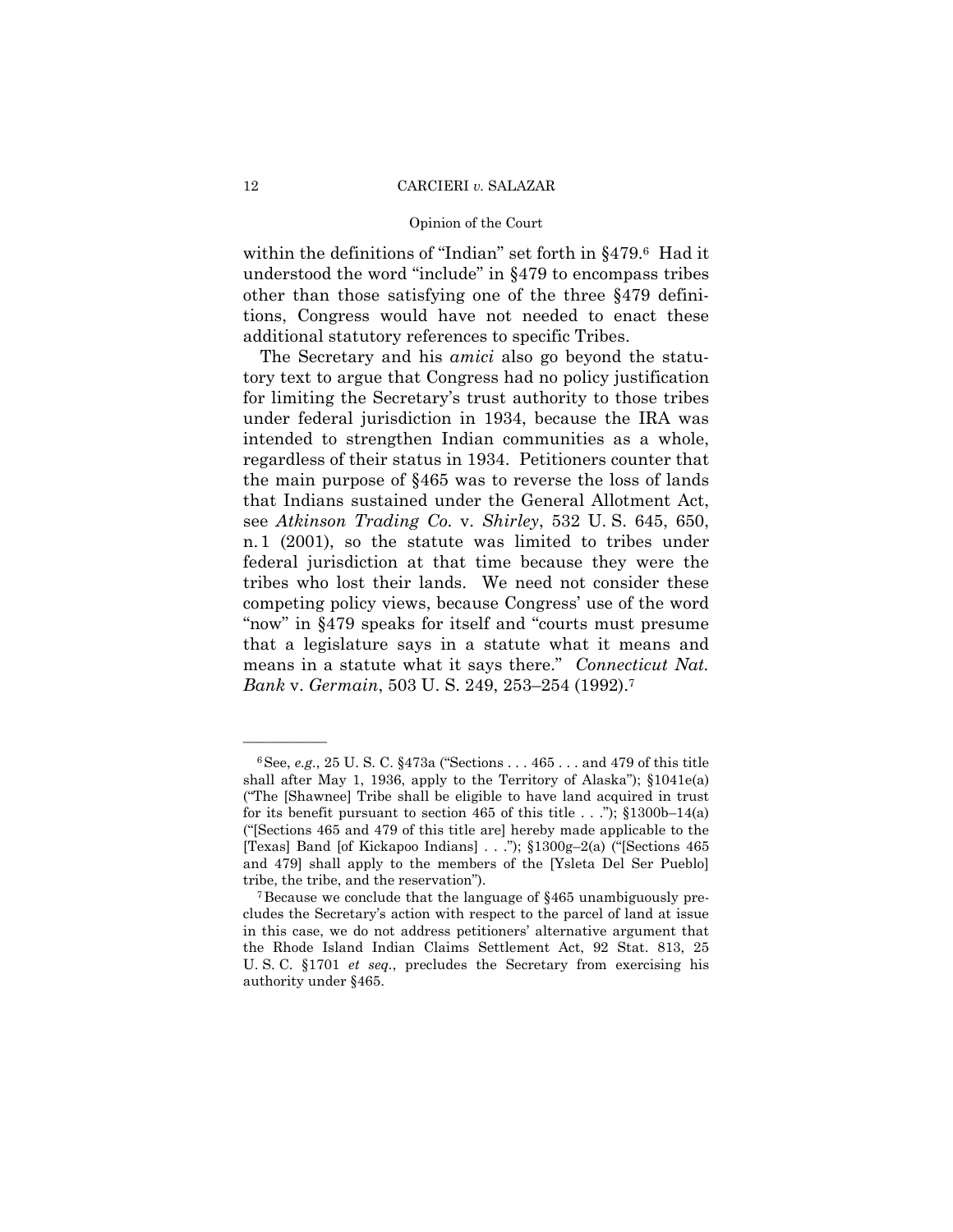within the definitions of "Indian" set forth in §479.[6] Had it understood the word "include" in §479 to encompass tribes other than those satisfying one of the three §479 definitions, Congress would have not needed to enact these additional statutory references to specific Tribes.

The Secretary and his *amici* also go beyond the statutory text to argue that Congress had no policy justification for limiting the Secretary's trust authority to those tribes under federal jurisdiction in 1934, because the IRA was intended to strengthen Indian communities as a whole, regardless of their status in 1934. Petitioners counter that the main purpose of §465 was to reverse the loss of lands that Indians sustained under the General Allotment Act, see *Atkinson Trading Co.* v. *Shirley*, 532 U. S. 645, 650, n. 1 (2001), so the statute was limited to tribes under federal jurisdiction at that time because they were the tribes who lost their lands. We need not consider these competing policy views, because Congress' use of the word "now" in §479 speaks for itself and "courts must presume that a legislature says in a statute what it means and means in a statute what it says there." *Connecticut Nat. Bank* v. *Germain*, 503 U. S. 249, 253–254 (1992).[7]

---

[6] See, *e.g.*, 25 U. S. C. §473a ("Sections . . . 465 . . . and 479 of this title shall after May 1, 1936, apply to the Territory of Alaska"); §1041e(a) ("The [Shawnee] Tribe shall be eligible to have land acquired in trust for its benefit pursuant to section 465 of this title . . ."); §1300b–14(a) ("[Sections 465 and 479 of this title are] hereby made applicable to the [Texas] Band [of Kickapoo Indians] . . ."); §1300g–2(a) ("[Sections 465 and 479] shall apply to the members of the [Ysleta Del Ser Pueblo] tribe, the tribe, and the reservation").

[7] Because we conclude that the language of §465 unambiguously precludes the Secretary's action with respect to the parcel of land at issue in this case, we do not address petitioners' alternative argument that the Rhode Island Indian Claims Settlement Act, 92 Stat. 813, 25 U. S. C. §1701 *et seq.*, precludes the Secretary from exercising his authority under §465.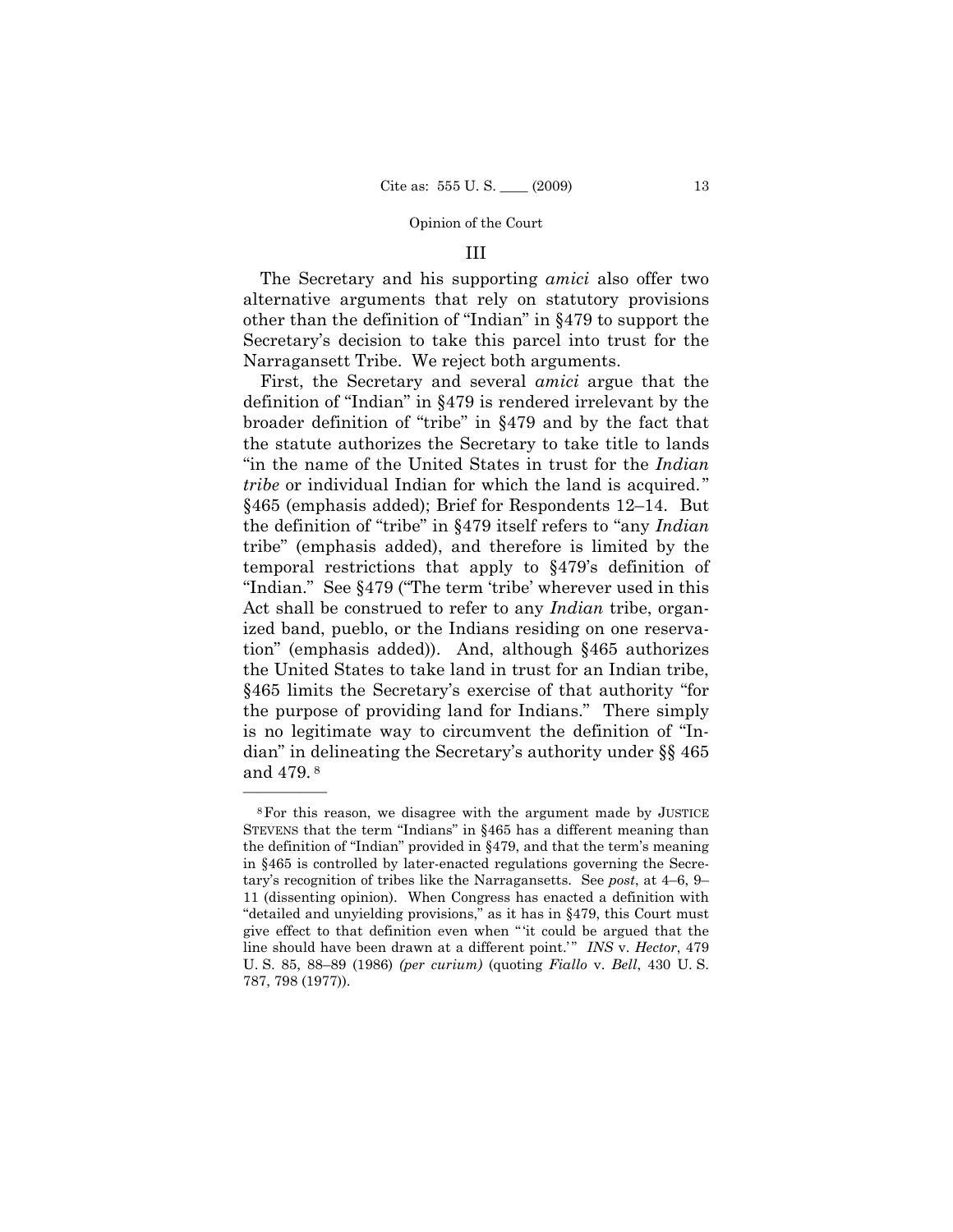## III

The Secretary and his supporting *amici* also offer two alternative arguments that rely on statutory provisions other than the definition of "Indian" in §479 to support the Secretary's decision to take this parcel into trust for the Narragansett Tribe. We reject both arguments.

First, the Secretary and several *amici* argue that the definition of "Indian" in §479 is rendered irrelevant by the broader definition of "tribe" in §479 and by the fact that the statute authorizes the Secretary to take title to lands "in the name of the United States in trust for the *Indian tribe* or individual Indian for which the land is acquired." §465 (emphasis added); Brief for Respondents 12–14. But the definition of "tribe" in §479 itself refers to "any *Indian* tribe" (emphasis added), and therefore is limited by the temporal restrictions that apply to §479's definition of "Indian." See §479 ("The term 'tribe' wherever used in this Act shall be construed to refer to any *Indian* tribe, organized band, pueblo, or the Indians residing on one reservation" (emphasis added)). And, although §465 authorizes the United States to take land in trust for an Indian tribe, §465 limits the Secretary's exercise of that authority "for the purpose of providing land for Indians." There simply is no legitimate way to circumvent the definition of "Indian" in delineating the Secretary's authority under §§ 465 and 479. [8]

---

[8] For this reason, we disagree with the argument made by JUSTICE STEVENS that the term "Indians" in §465 has a different meaning than the definition of "Indian" provided in §479, and that the term's meaning in §465 is controlled by later-enacted regulations governing the Secretary's recognition of tribes like the Narragansetts. See *post*, at 4–6, 9–11 (dissenting opinion). When Congress has enacted a definition with "detailed and unyielding provisions," as it has in §479, this Court must give effect to that definition even when "'it could be argued that the line should have been drawn at a different point.'" *INS* v. *Hector*, 479 U. S. 85, 88–89 (1986) *(per curium)* (quoting *Fiallo* v. *Bell*, 430 U. S. 787, 798 (1977)).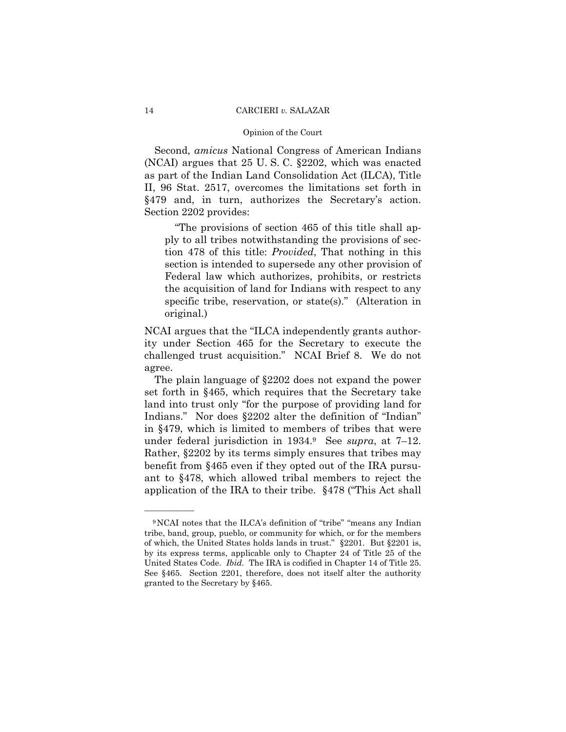Second, *amicus* National Congress of American Indians (NCAI) argues that 25 U. S. C. §2202, which was enacted as part of the Indian Land Consolidation Act (ILCA), Title II, 96 Stat. 2517, overcomes the limitations set forth in §479 and, in turn, authorizes the Secretary's action. Section 2202 provides:

> "The provisions of section 465 of this title shall apply to all tribes notwithstanding the provisions of section 478 of this title: *Provided*, That nothing in this section is intended to supersede any other provision of Federal law which authorizes, prohibits, or restricts the acquisition of land for Indians with respect to any specific tribe, reservation, or state(s)." (Alteration in original.)

NCAI argues that the "ILCA independently grants authority under Section 465 for the Secretary to execute the challenged trust acquisition." NCAI Brief 8. We do not agree.

The plain language of §2202 does not expand the power set forth in §465, which requires that the Secretary take land into trust only "for the purpose of providing land for Indians." Nor does §2202 alter the definition of "Indian" in §479, which is limited to members of tribes that were under federal jurisdiction in 1934.[9] See *supra*, at 7–12. Rather, §2202 by its terms simply ensures that tribes may benefit from §465 even if they opted out of the IRA pursuant to §478, which allowed tribal members to reject the application of the IRA to their tribe. §478 ("This Act shall

---

[9] NCAI notes that the ILCA's definition of "tribe" "means any Indian tribe, band, group, pueblo, or community for which, or for the members of which, the United States holds lands in trust." §2201. But §2201 is, by its express terms, applicable only to Chapter 24 of Title 25 of the United States Code. *Ibid.* The IRA is codified in Chapter 14 of Title 25. See §465. Section 2201, therefore, does not itself alter the authority granted to the Secretary by §465.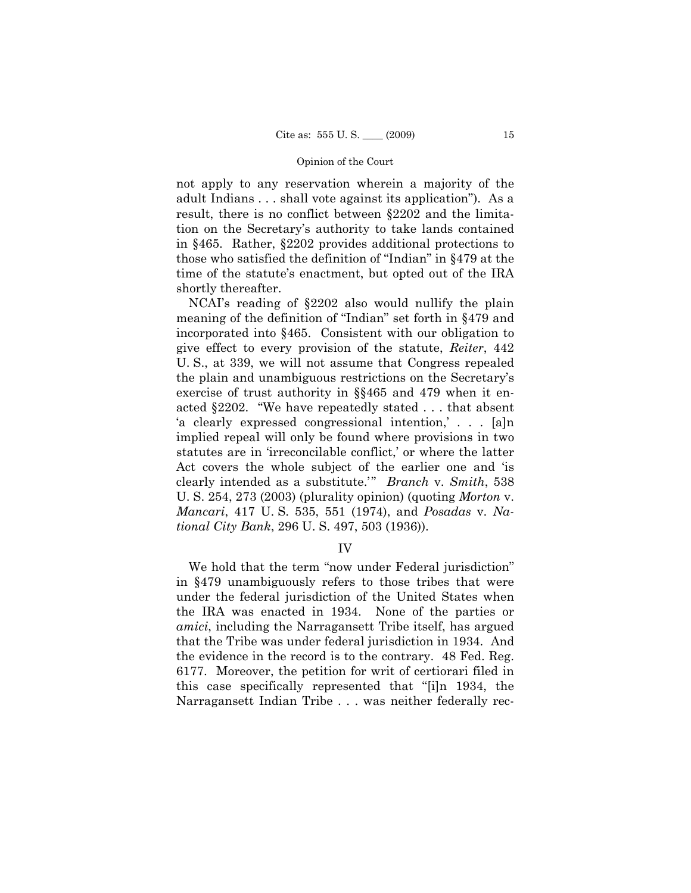not apply to any reservation wherein a majority of the adult Indians . . . shall vote against its application"). As a result, there is no conflict between §2202 and the limitation on the Secretary's authority to take lands contained in §465. Rather, §2202 provides additional protections to those who satisfied the definition of "Indian" in §479 at the time of the statute's enactment, but opted out of the IRA shortly thereafter.

NCAI's reading of §2202 also would nullify the plain meaning of the definition of "Indian" set forth in §479 and incorporated into §465. Consistent with our obligation to give effect to every provision of the statute, *Reiter*, 442 U. S., at 339, we will not assume that Congress repealed the plain and unambiguous restrictions on the Secretary's exercise of trust authority in §§465 and 479 when it enacted §2202. "We have repeatedly stated . . . that absent 'a clearly expressed congressional intention,' . . . [a]n implied repeal will only be found where provisions in two statutes are in 'irreconcilable conflict,' or where the latter Act covers the whole subject of the earlier one and 'is clearly intended as a substitute.'" *Branch* v. *Smith*, 538 U. S. 254, 273 (2003) (plurality opinion) (quoting *Morton* v. *Mancari*, 417 U. S. 535, 551 (1974), and *Posadas* v. *National City Bank*, 296 U. S. 497, 503 (1936)).

## IV

We hold that the term "now under Federal jurisdiction" in §479 unambiguously refers to those tribes that were under the federal jurisdiction of the United States when the IRA was enacted in 1934. None of the parties or *amici*, including the Narragansett Tribe itself, has argued that the Tribe was under federal jurisdiction in 1934. And the evidence in the record is to the contrary. 48 Fed. Reg. 6177. Moreover, the petition for writ of certiorari filed in this case specifically represented that "[i]n 1934, the Narragansett Indian Tribe . . . was neither federally rec-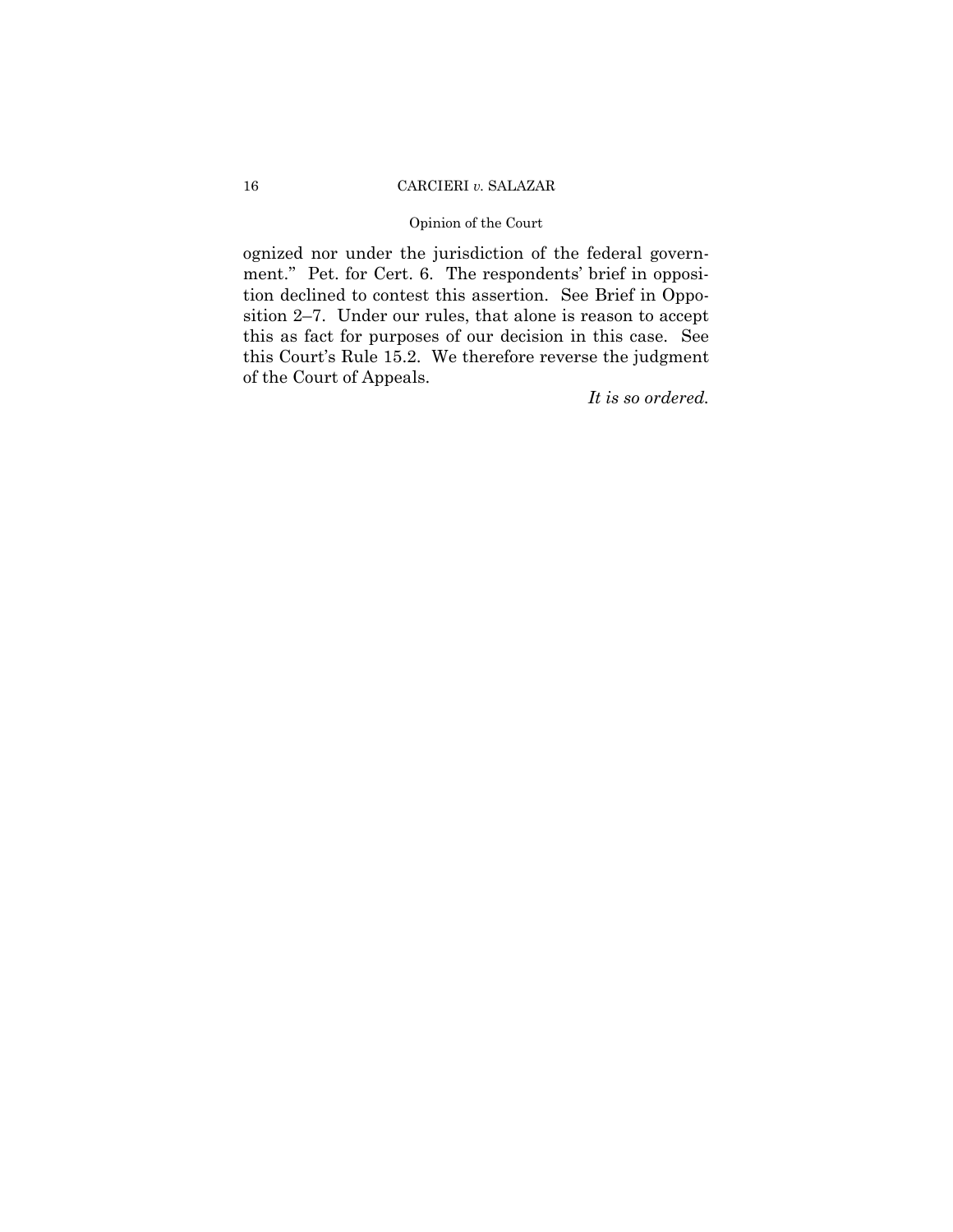ognized nor under the jurisdiction of the federal government." Pet. for Cert. 6. The respondents' brief in opposition declined to contest this assertion. See Brief in Opposition 2–7. Under our rules, that alone is reason to accept this as fact for purposes of our decision in this case. See this Court's Rule 15.2. We therefore reverse the judgment of the Court of Appeals.

*It is so ordered.*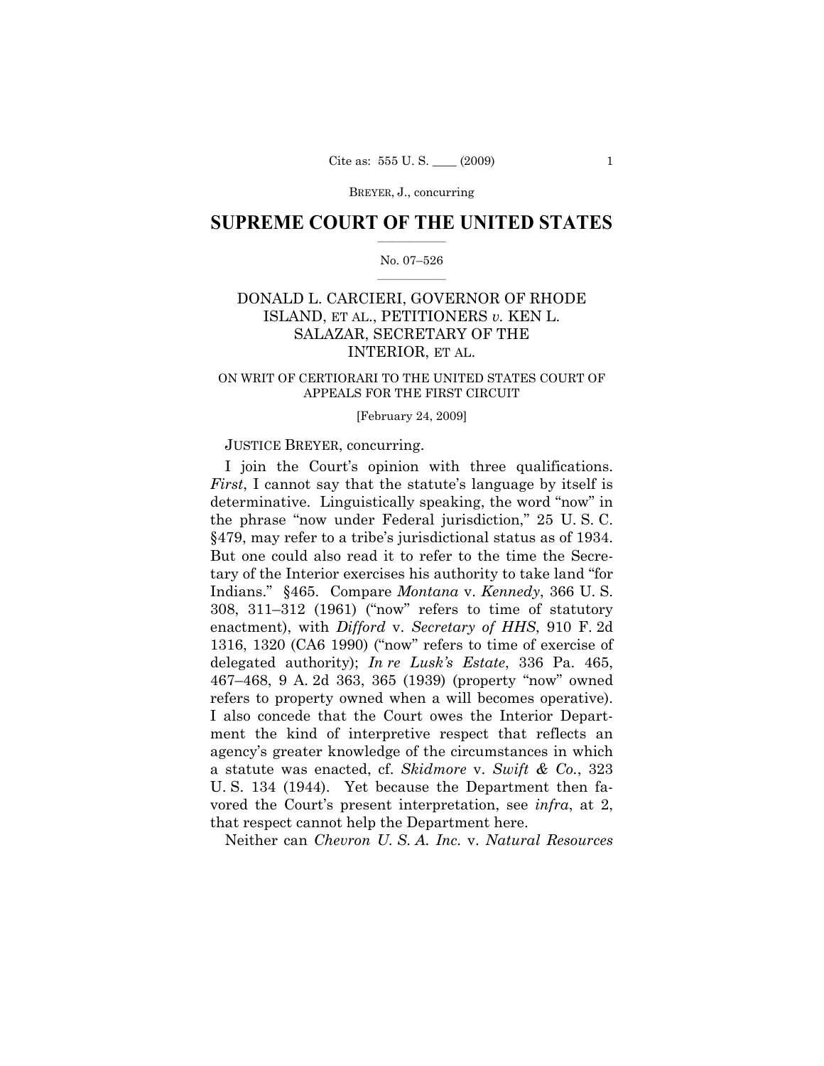## SUPREME COURT OF THE UNITED STATES

No. 07–526

DONALD L. CARCIERI, GOVERNOR OF RHODE ISLAND, ET AL., PETITIONERS *v.* KEN L. SALAZAR, SECRETARY OF THE INTERIOR, ET AL.

ON WRIT OF CERTIORARI TO THE UNITED STATES COURT OF APPEALS FOR THE FIRST CIRCUIT

[February 24, 2009]

JUSTICE BREYER, concurring.

I join the Court's opinion with three qualifications. *First*, I cannot say that the statute's language by itself is determinative. Linguistically speaking, the word "now" in the phrase "now under Federal jurisdiction," 25 U. S. C. §479, may refer to a tribe's jurisdictional status as of 1934. But one could also read it to refer to the time the Secretary of the Interior exercises his authority to take land "for Indians." §465. Compare *Montana* v. *Kennedy*, 366 U. S. 308, 311–312 (1961) ("now" refers to time of statutory enactment), with *Difford* v. *Secretary of HHS*, 910 F. 2d 1316, 1320 (CA6 1990) ("now" refers to time of exercise of delegated authority); *In re Lusk's Estate*, 336 Pa. 465, 467–468, 9 A. 2d 363, 365 (1939) (property "now" owned refers to property owned when a will becomes operative). I also concede that the Court owes the Interior Department the kind of interpretive respect that reflects an agency's greater knowledge of the circumstances in which a statute was enacted, cf. *Skidmore* v. *Swift & Co.*, 323 U. S. 134 (1944). Yet because the Department then favored the Court's present interpretation, see *infra*, at 2, that respect cannot help the Department here.

Neither can *Chevron U. S. A. Inc.* v. *Natural Resources*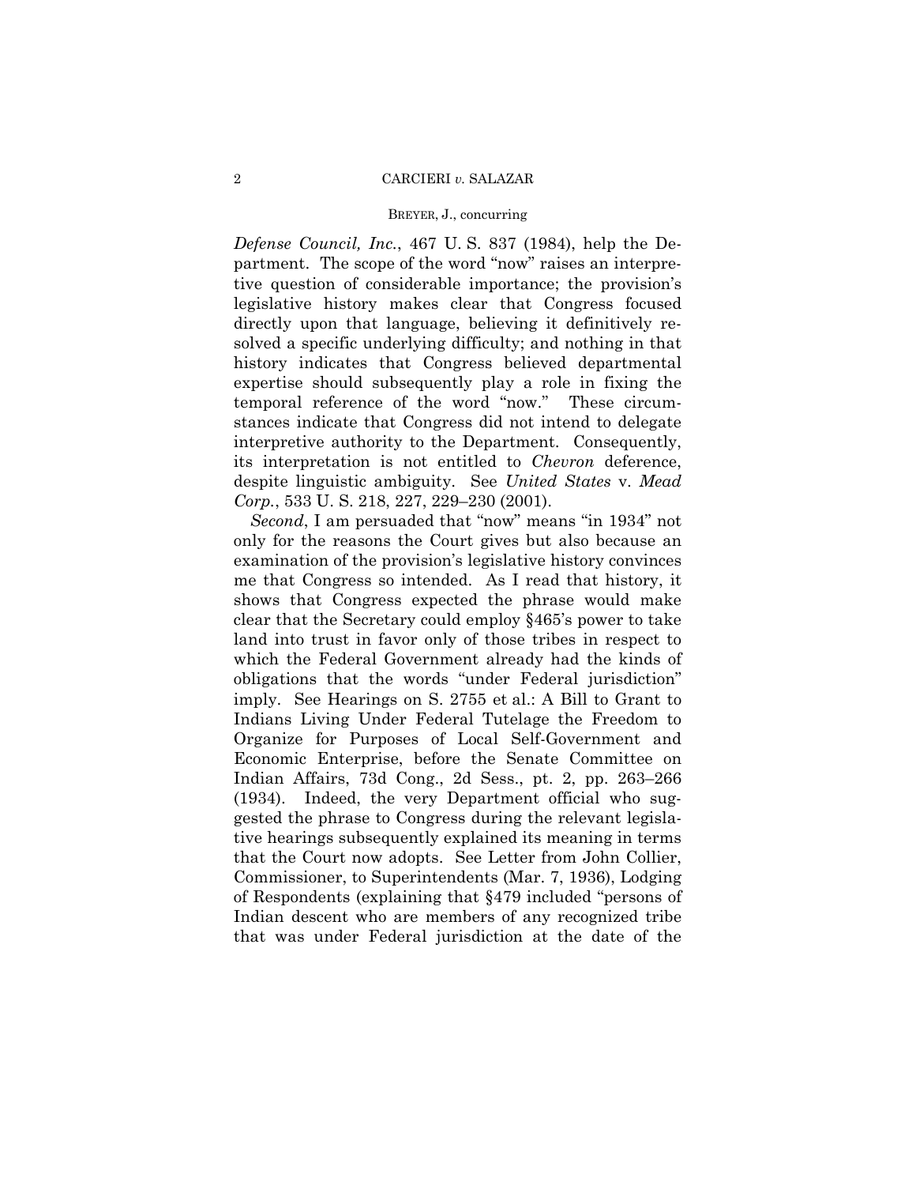*Defense Council, Inc.*, 467 U. S. 837 (1984), help the Department. The scope of the word "now" raises an interpretive question of considerable importance; the provision's legislative history makes clear that Congress focused directly upon that language, believing it definitively resolved a specific underlying difficulty; and nothing in that history indicates that Congress believed departmental expertise should subsequently play a role in fixing the temporal reference of the word "now." These circumstances indicate that Congress did not intend to delegate interpretive authority to the Department. Consequently, its interpretation is not entitled to *Chevron* deference, despite linguistic ambiguity. See *United States* v. *Mead Corp.*, 533 U. S. 218, 227, 229–230 (2001).

*Second*, I am persuaded that "now" means "in 1934" not only for the reasons the Court gives but also because an examination of the provision's legislative history convinces me that Congress so intended. As I read that history, it shows that Congress expected the phrase would make clear that the Secretary could employ §465's power to take land into trust in favor only of those tribes in respect to which the Federal Government already had the kinds of obligations that the words "under Federal jurisdiction" imply. See Hearings on S. 2755 et al.: A Bill to Grant to Indians Living Under Federal Tutelage the Freedom to Organize for Purposes of Local Self-Government and Economic Enterprise, before the Senate Committee on Indian Affairs, 73d Cong., 2d Sess., pt. 2, pp. 263–266 (1934). Indeed, the very Department official who suggested the phrase to Congress during the relevant legislative hearings subsequently explained its meaning in terms that the Court now adopts. See Letter from John Collier, Commissioner, to Superintendents (Mar. 7, 1936), Lodging of Respondents (explaining that §479 included "persons of Indian descent who are members of any recognized tribe that was under Federal jurisdiction at the date of the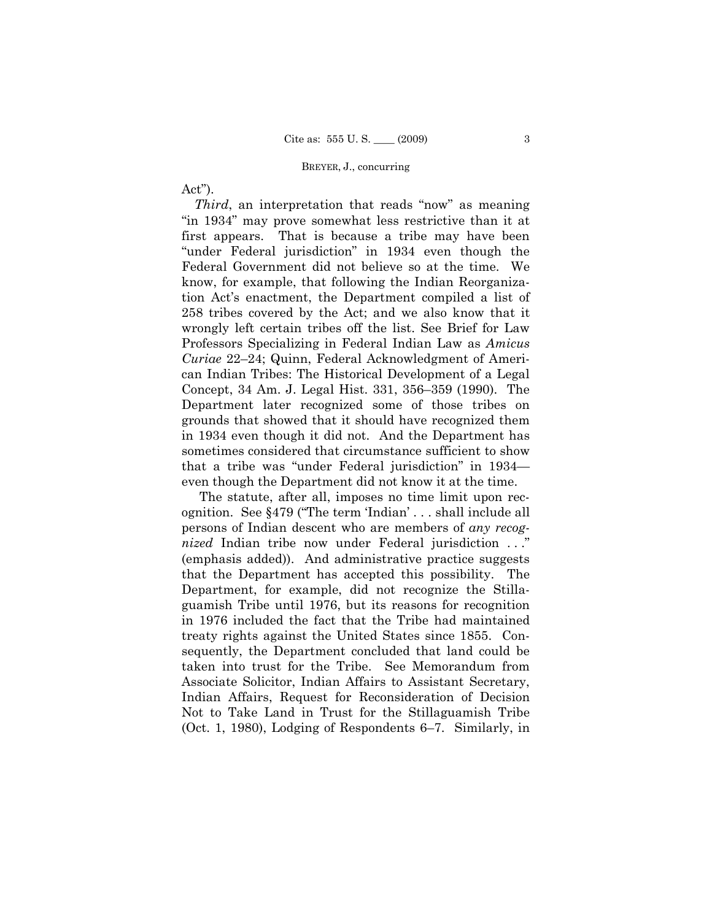Act").

*Third*, an interpretation that reads "now" as meaning "in 1934" may prove somewhat less restrictive than it at first appears. That is because a tribe may have been "under Federal jurisdiction" in 1934 even though the Federal Government did not believe so at the time. We know, for example, that following the Indian Reorganization Act's enactment, the Department compiled a list of 258 tribes covered by the Act; and we also know that it wrongly left certain tribes off the list. See Brief for Law Professors Specializing in Federal Indian Law as *Amicus Curiae* 22–24; Quinn, Federal Acknowledgment of American Indian Tribes: The Historical Development of a Legal Concept, 34 Am. J. Legal Hist. 331, 356–359 (1990). The Department later recognized some of those tribes on grounds that showed that it should have recognized them in 1934 even though it did not. And the Department has sometimes considered that circumstance sufficient to show that a tribe was "under Federal jurisdiction" in 1934—even though the Department did not know it at the time.

The statute, after all, imposes no time limit upon recognition. See §479 ("The term 'Indian' . . . shall include all persons of Indian descent who are members of *any recognized* Indian tribe now under Federal jurisdiction . . ." (emphasis added)). And administrative practice suggests that the Department has accepted this possibility. The Department, for example, did not recognize the Stillaguamish Tribe until 1976, but its reasons for recognition in 1976 included the fact that the Tribe had maintained treaty rights against the United States since 1855. Consequently, the Department concluded that land could be taken into trust for the Tribe. See Memorandum from Associate Solicitor, Indian Affairs to Assistant Secretary, Indian Affairs, Request for Reconsideration of Decision Not to Take Land in Trust for the Stillaguamish Tribe (Oct. 1, 1980), Lodging of Respondents 6–7. Similarly, in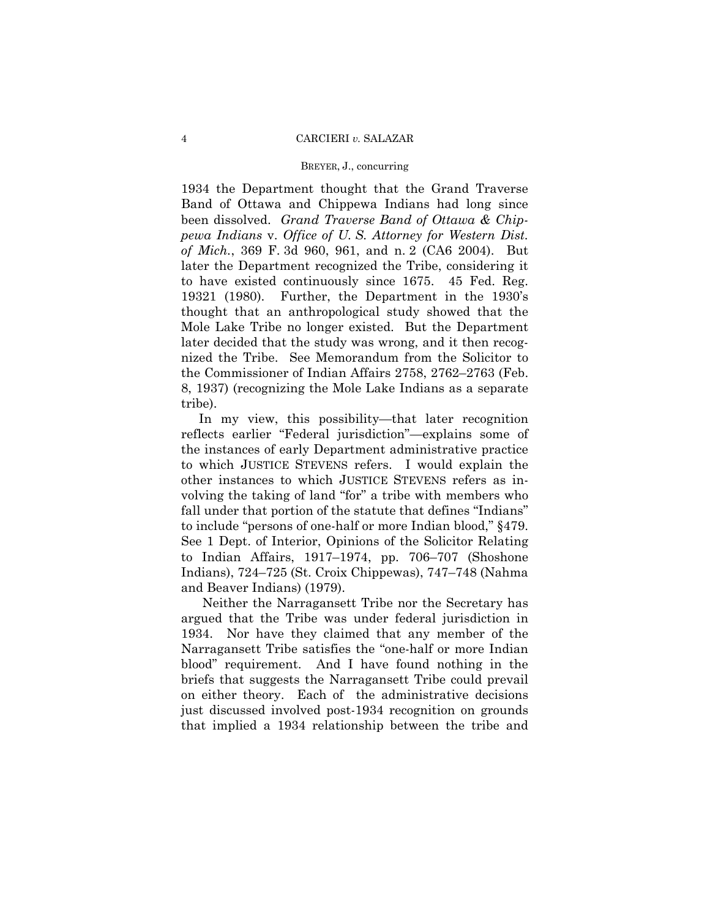1934 the Department thought that the Grand Traverse Band of Ottawa and Chippewa Indians had long since been dissolved. *Grand Traverse Band of Ottawa & Chippewa Indians* v. *Office of U. S. Attorney for Western Dist. of Mich.*, 369 F. 3d 960, 961, and n. 2 (CA6 2004). But later the Department recognized the Tribe, considering it to have existed continuously since 1675. 45 Fed. Reg. 19321 (1980). Further, the Department in the 1930's thought that an anthropological study showed that the Mole Lake Tribe no longer existed. But the Department later decided that the study was wrong, and it then recognized the Tribe. See Memorandum from the Solicitor to the Commissioner of Indian Affairs 2758, 2762–2763 (Feb. 8, 1937) (recognizing the Mole Lake Indians as a separate tribe).

In my view, this possibility—that later recognition reflects earlier "Federal jurisdiction"—explains some of the instances of early Department administrative practice to which JUSTICE STEVENS refers. I would explain the other instances to which JUSTICE STEVENS refers as involving the taking of land "for" a tribe with members who fall under that portion of the statute that defines "Indians" to include "persons of one-half or more Indian blood," §479. See 1 Dept. of Interior, Opinions of the Solicitor Relating to Indian Affairs, 1917–1974, pp. 706–707 (Shoshone Indians), 724–725 (St. Croix Chippewas), 747–748 (Nahma and Beaver Indians) (1979).

Neither the Narragansett Tribe nor the Secretary has argued that the Tribe was under federal jurisdiction in 1934. Nor have they claimed that any member of the Narragansett Tribe satisfies the "one-half or more Indian blood" requirement. And I have found nothing in the briefs that suggests the Narragansett Tribe could prevail on either theory. Each of the administrative decisions just discussed involved post-1934 recognition on grounds that implied a 1934 relationship between the tribe and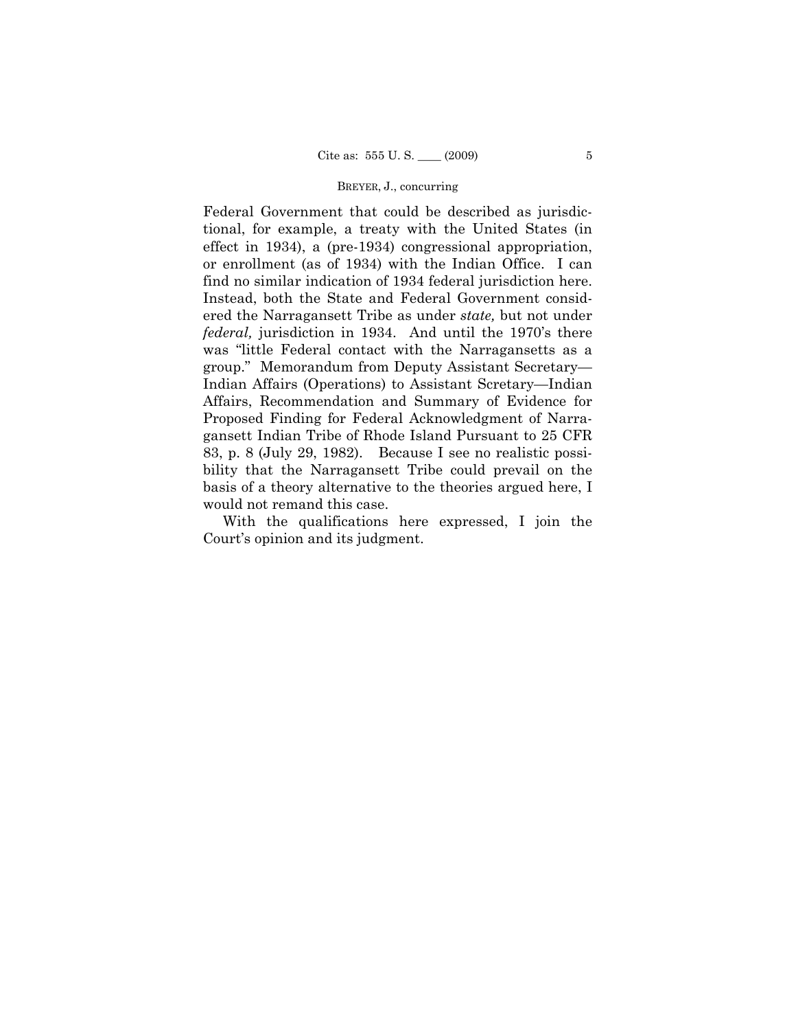Federal Government that could be described as jurisdictional, for example, a treaty with the United States (in effect in 1934), a (pre-1934) congressional appropriation, or enrollment (as of 1934) with the Indian Office. I can find no similar indication of 1934 federal jurisdiction here. Instead, both the State and Federal Government considered the Narragansett Tribe as under *state,* but not under *federal,* jurisdiction in 1934. And until the 1970's there was "little Federal contact with the Narragansetts as a group." Memorandum from Deputy Assistant Secretary—Indian Affairs (Operations) to Assistant Scretary—Indian Affairs, Recommendation and Summary of Evidence for Proposed Finding for Federal Acknowledgment of Narragansett Indian Tribe of Rhode Island Pursuant to 25 CFR 83, p. 8 (July 29, 1982). Because I see no realistic possibility that the Narragansett Tribe could prevail on the basis of a theory alternative to the theories argued here, I would not remand this case.

With the qualifications here expressed, I join the Court's opinion and its judgment.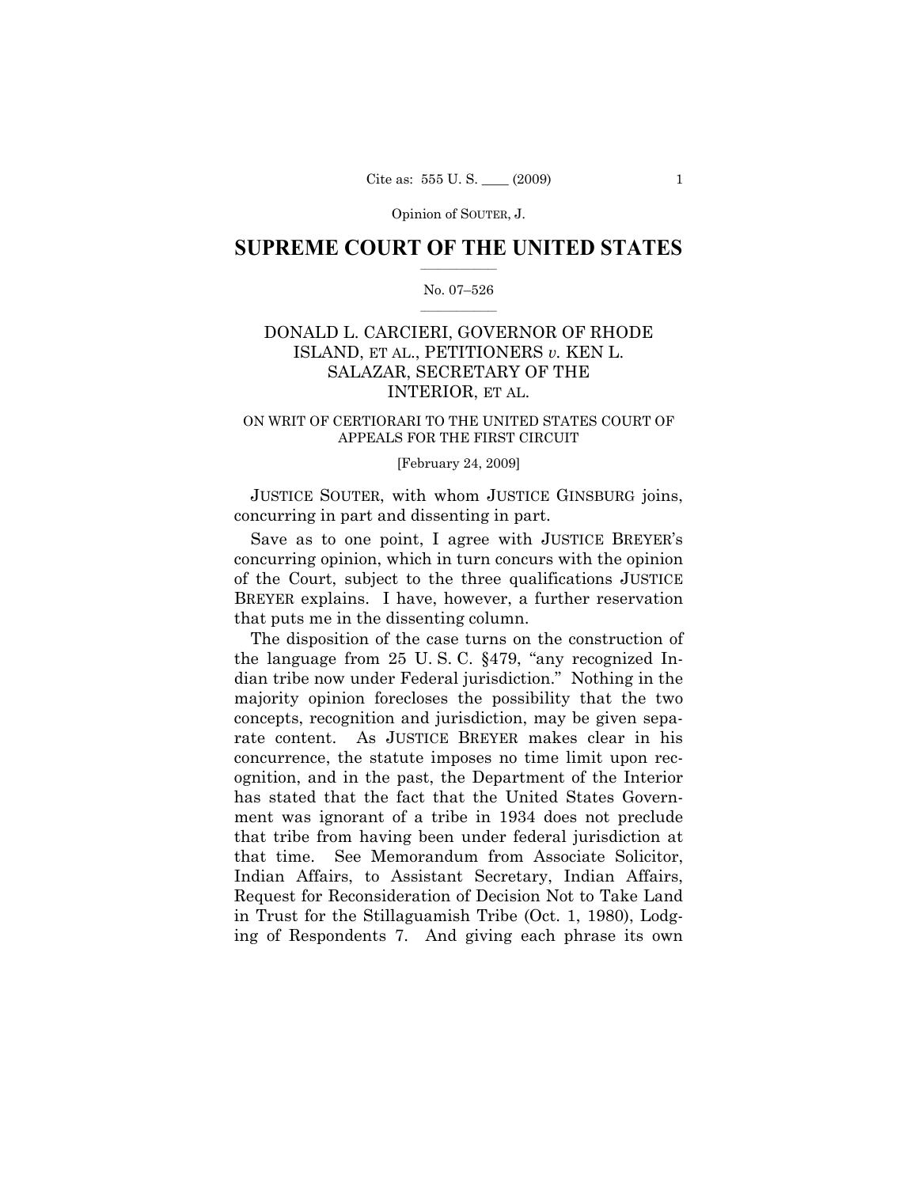## SUPREME COURT OF THE UNITED STATES

No. 07–526

DONALD L. CARCIERI, GOVERNOR OF RHODE ISLAND, ET AL., PETITIONERS *v.* KEN L. SALAZAR, SECRETARY OF THE INTERIOR, ET AL.

ON WRIT OF CERTIORARI TO THE UNITED STATES COURT OF APPEALS FOR THE FIRST CIRCUIT

[February 24, 2009]

JUSTICE SOUTER, with whom JUSTICE GINSBURG joins, concurring in part and dissenting in part.

Save as to one point, I agree with JUSTICE BREYER's concurring opinion, which in turn concurs with the opinion of the Court, subject to the three qualifications JUSTICE BREYER explains. I have, however, a further reservation that puts me in the dissenting column.

The disposition of the case turns on the construction of the language from 25 U. S. C. §479, "any recognized Indian tribe now under Federal jurisdiction." Nothing in the majority opinion forecloses the possibility that the two concepts, recognition and jurisdiction, may be given separate content. As JUSTICE BREYER makes clear in his concurrence, the statute imposes no time limit upon recognition, and in the past, the Department of the Interior has stated that the fact that the United States Government was ignorant of a tribe in 1934 does not preclude that tribe from having been under federal jurisdiction at that time. See Memorandum from Associate Solicitor, Indian Affairs, to Assistant Secretary, Indian Affairs, Request for Reconsideration of Decision Not to Take Land in Trust for the Stillaguamish Tribe (Oct. 1, 1980), Lodging of Respondents 7. And giving each phrase its own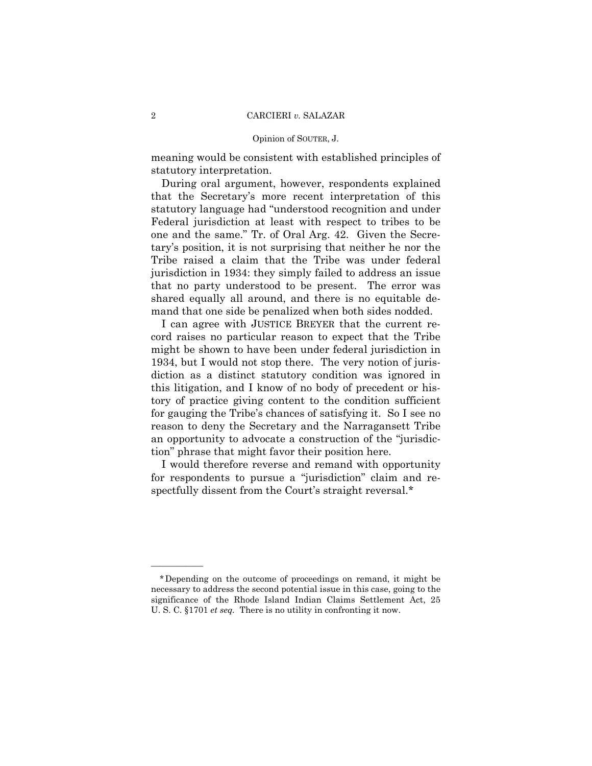meaning would be consistent with established principles of statutory interpretation.

During oral argument, however, respondents explained that the Secretary's more recent interpretation of this statutory language had "understood recognition and under Federal jurisdiction at least with respect to tribes to be one and the same." Tr. of Oral Arg. 42. Given the Secretary's position, it is not surprising that neither he nor the Tribe raised a claim that the Tribe was under federal jurisdiction in 1934: they simply failed to address an issue that no party understood to be present. The error was shared equally all around, and there is no equitable demand that one side be penalized when both sides nodded.

I can agree with JUSTICE BREYER that the current record raises no particular reason to expect that the Tribe might be shown to have been under federal jurisdiction in 1934, but I would not stop there. The very notion of jurisdiction as a distinct statutory condition was ignored in this litigation, and I know of no body of precedent or history of practice giving content to the condition sufficient for gauging the Tribe's chances of satisfying it. So I see no reason to deny the Secretary and the Narragansett Tribe an opportunity to advocate a construction of the "jurisdiction" phrase that might favor their position here.

I would therefore reverse and remand with opportunity for respondents to pursue a "jurisdiction" claim and respectfully dissent from the Court's straight reversal.*

---

*Depending on the outcome of proceedings on remand, it might be necessary to address the second potential issue in this case, going to the significance of the Rhode Island Indian Claims Settlement Act, 25 U. S. C. §1701 *et seq.* There is no utility in confronting it now.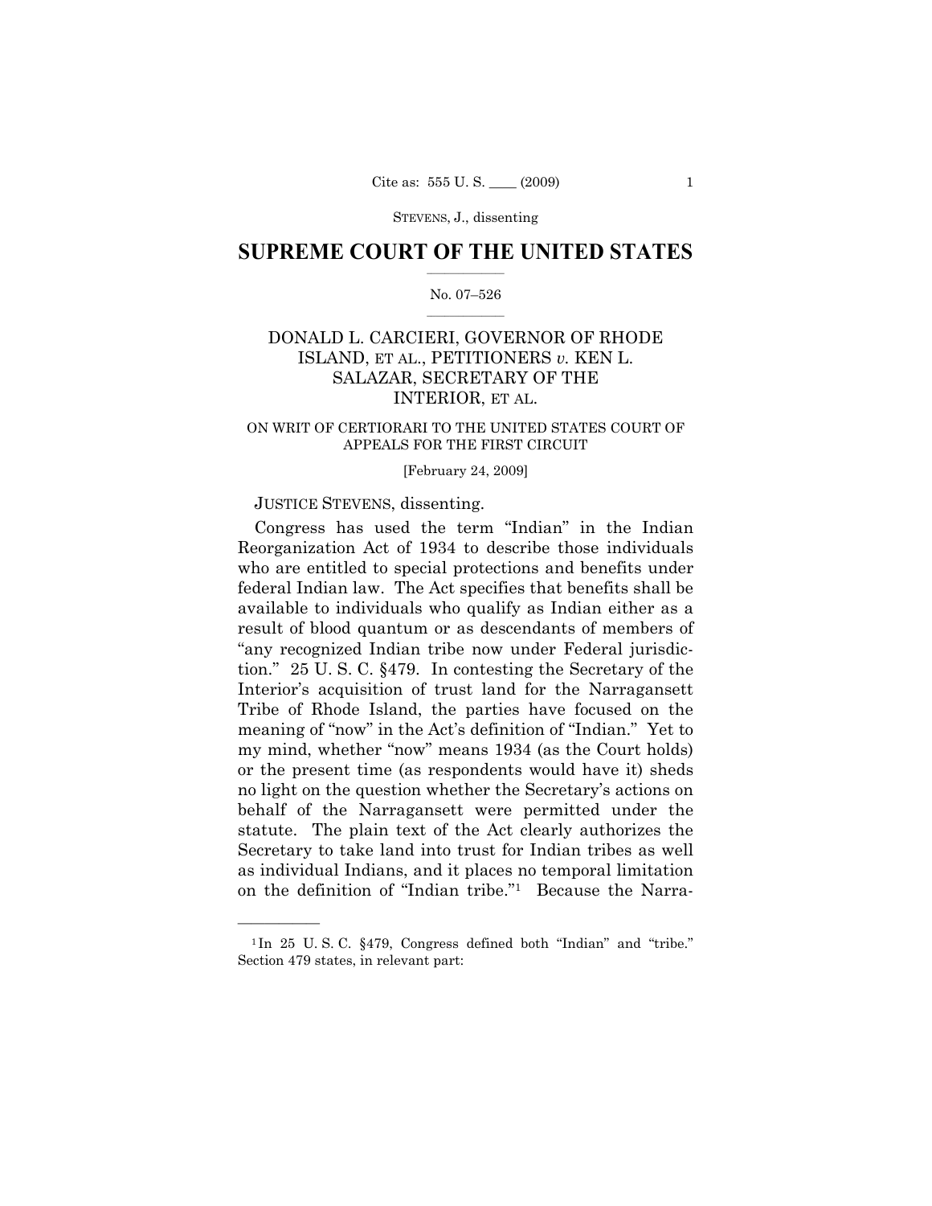SUPREME COURT OF THE UNITED STATES

No. 07–526

DONALD L. CARCIERI, GOVERNOR OF RHODE ISLAND, ET AL., PETITIONERS *v.* KEN L. SALAZAR, SECRETARY OF THE INTERIOR, ET AL.

ON WRIT OF CERTIORARI TO THE UNITED STATES COURT OF APPEALS FOR THE FIRST CIRCUIT

[February 24, 2009]

JUSTICE STEVENS, dissenting.

Congress has used the term "Indian" in the Indian Reorganization Act of 1934 to describe those individuals who are entitled to special protections and benefits under federal Indian law. The Act specifies that benefits shall be available to individuals who qualify as Indian either as a result of blood quantum or as descendants of members of "any recognized Indian tribe now under Federal jurisdiction." 25 U. S. C. §479. In contesting the Secretary of the Interior's acquisition of trust land for the Narragansett Tribe of Rhode Island, the parties have focused on the meaning of "now" in the Act's definition of "Indian." Yet to my mind, whether "now" means 1934 (as the Court holds) or the present time (as respondents would have it) sheds no light on the question whether the Secretary's actions on behalf of the Narragansett were permitted under the statute. The plain text of the Act clearly authorizes the Secretary to take land into trust for Indian tribes as well as individual Indians, and it places no temporal limitation on the definition of "Indian tribe."[1] Because the Narra-

[1] In 25 U. S. C. §479, Congress defined both "Indian" and "tribe." Section 479 states, in relevant part: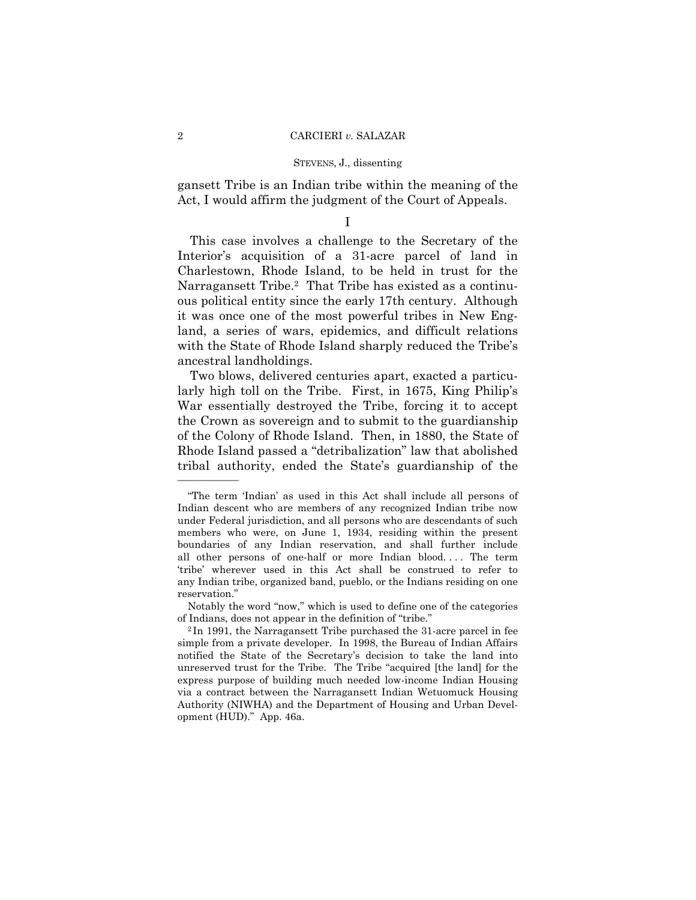gansett Tribe is an Indian tribe within the meaning of the Act, I would affirm the judgment of the Court of Appeals.

I

This case involves a challenge to the Secretary of the Interior's acquisition of a 31-acre parcel of land in Charlestown, Rhode Island, to be held in trust for the Narragansett Tribe.[2] That Tribe has existed as a continuous political entity since the early 17th century. Although it was once one of the most powerful tribes in New England, a series of wars, epidemics, and difficult relations with the State of Rhode Island sharply reduced the Tribe's ancestral landholdings.

Two blows, delivered centuries apart, exacted a particularly high toll on the Tribe. First, in 1675, King Philip's War essentially destroyed the Tribe, forcing it to accept the Crown as sovereign and to submit to the guardianship of the Colony of Rhode Island. Then, in 1880, the State of Rhode Island passed a "detribalization" law that abolished tribal authority, ended the State's guardianship of the

---

"The term 'Indian' as used in this Act shall include all persons of Indian descent who are members of any recognized Indian tribe now under Federal jurisdiction, and all persons who are descendants of such members who were, on June 1, 1934, residing within the present boundaries of any Indian reservation, and shall further include all other persons of one-half or more Indian blood. . . . The term 'tribe' wherever used in this Act shall be construed to refer to any Indian tribe, organized band, pueblo, or the Indians residing on one reservation."

Notably the word "now," which is used to define one of the categories of Indians, does not appear in the definition of "tribe."

[2] In 1991, the Narragansett Tribe purchased the 31-acre parcel in fee simple from a private developer. In 1998, the Bureau of Indian Affairs notified the State of the Secretary's decision to take the land into unreserved trust for the Tribe. The Tribe "acquired [the land] for the express purpose of building much needed low-income Indian Housing via a contract between the Narragansett Indian Wetuomuck Housing Authority (NIWHA) and the Department of Housing and Urban Development (HUD)." App. 46a.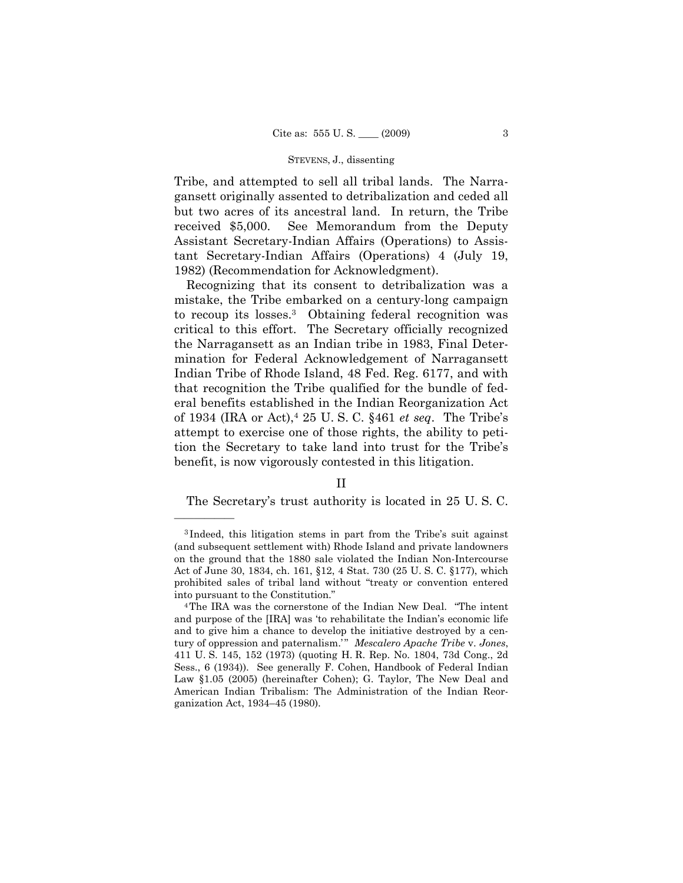Tribe, and attempted to sell all tribal lands. The Narragansett originally assented to detribalization and ceded all but two acres of its ancestral land. In return, the Tribe received $5,000. See Memorandum from the Deputy Assistant Secretary-Indian Affairs (Operations) to Assistant Secretary-Indian Affairs (Operations) 4 (July 19, 1982) (Recommendation for Acknowledgment).

Recognizing that its consent to detribalization was a mistake, the Tribe embarked on a century-long campaign to recoup its losses.[3] Obtaining federal recognition was critical to this effort. The Secretary officially recognized the Narragansett as an Indian tribe in 1983, Final Determination for Federal Acknowledgement of Narragansett Indian Tribe of Rhode Island, 48 Fed. Reg. 6177, and with that recognition the Tribe qualified for the bundle of federal benefits established in the Indian Reorganization Act of 1934 (IRA or Act),[4] 25 U. S. C. §461 *et seq*. The Tribe's attempt to exercise one of those rights, the ability to petition the Secretary to take land into trust for the Tribe's benefit, is now vigorously contested in this litigation.

## II

The Secretary's trust authority is located in 25 U. S. C.

---

[3] Indeed, this litigation stems in part from the Tribe's suit against (and subsequent settlement with) Rhode Island and private landowners on the ground that the 1880 sale violated the Indian Non-Intercourse Act of June 30, 1834, ch. 161, §12, 4 Stat. 730 (25 U. S. C. §177), which prohibited sales of tribal land without "treaty or convention entered into pursuant to the Constitution."

[4] The IRA was the cornerstone of the Indian New Deal. "The intent and purpose of the [IRA] was 'to rehabilitate the Indian's economic life and to give him a chance to develop the initiative destroyed by a century of oppression and paternalism.'" *Mescalero Apache Tribe* v. *Jones*, 411 U. S. 145, 152 (1973) (quoting H. R. Rep. No. 1804, 73d Cong., 2d Sess., 6 (1934)). See generally F. Cohen, Handbook of Federal Indian Law §1.05 (2005) (hereinafter Cohen); G. Taylor, The New Deal and American Indian Tribalism: The Administration of the Indian Reorganization Act, 1934–45 (1980).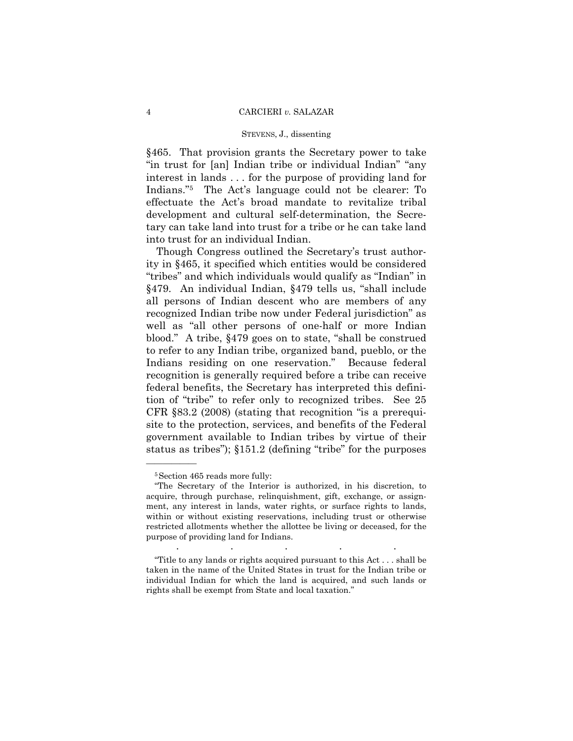§465. That provision grants the Secretary power to take "in trust for [an] Indian tribe or individual Indian" "any interest in lands . . . for the purpose of providing land for Indians."[5] The Act's language could not be clearer: To effectuate the Act's broad mandate to revitalize tribal development and cultural self-determination, the Secretary can take land into trust for a tribe or he can take land into trust for an individual Indian.

Though Congress outlined the Secretary's trust authority in §465, it specified which entities would be considered "tribes" and which individuals would qualify as "Indian" in §479. An individual Indian, §479 tells us, "shall include all persons of Indian descent who are members of any recognized Indian tribe now under Federal jurisdiction" as well as "all other persons of one-half or more Indian blood." A tribe, §479 goes on to state, "shall be construed to refer to any Indian tribe, organized band, pueblo, or the Indians residing on one reservation." Because federal recognition is generally required before a tribe can receive federal benefits, the Secretary has interpreted this definition of "tribe" to refer only to recognized tribes. See 25 CFR §83.2 (2008) (stating that recognition "is a prerequisite to the protection, services, and benefits of the Federal government available to Indian tribes by virtue of their status as tribes"); §151.2 (defining "tribe" for the purposes

---

[5] Section 465 reads more fully:

"The Secretary of the Interior is authorized, in his discretion, to acquire, through purchase, relinquishment, gift, exchange, or assignment, any interest in lands, water rights, or surface rights to lands, within or without existing reservations, including trust or otherwise restricted allotments whether the allottee be living or deceased, for the purpose of providing land for Indians.

. . . . .

"Title to any lands or rights acquired pursuant to this Act . . . shall be taken in the name of the United States in trust for the Indian tribe or individual Indian for which the land is acquired, and such lands or rights shall be exempt from State and local taxation."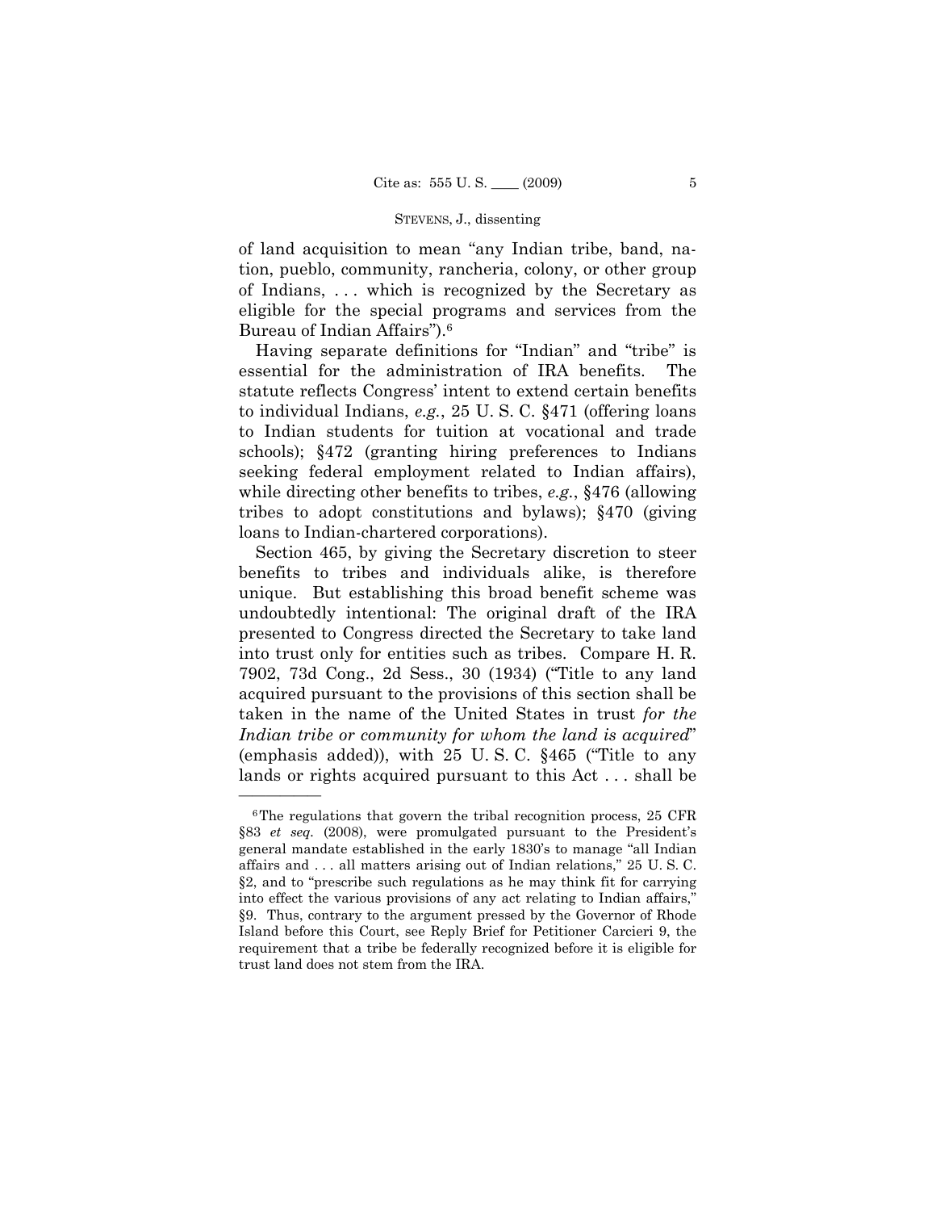of land acquisition to mean "any Indian tribe, band, nation, pueblo, community, rancheria, colony, or other group of Indians, . . . which is recognized by the Secretary as eligible for the special programs and services from the Bureau of Indian Affairs").[6]

Having separate definitions for "Indian" and "tribe" is essential for the administration of IRA benefits. The statute reflects Congress' intent to extend certain benefits to individual Indians, *e.g.*, 25 U. S. C. §471 (offering loans to Indian students for tuition at vocational and trade schools); §472 (granting hiring preferences to Indians seeking federal employment related to Indian affairs), while directing other benefits to tribes, *e.g.*, §476 (allowing tribes to adopt constitutions and bylaws); §470 (giving loans to Indian-chartered corporations).

Section 465, by giving the Secretary discretion to steer benefits to tribes and individuals alike, is therefore unique. But establishing this broad benefit scheme was undoubtedly intentional: The original draft of the IRA presented to Congress directed the Secretary to take land into trust only for entities such as tribes. Compare H. R. 7902, 73d Cong., 2d Sess., 30 (1934) ("Title to any land acquired pursuant to the provisions of this section shall be taken in the name of the United States in trust *for the Indian tribe or community for whom the land is acquired*" (emphasis added)), with 25 U. S. C. §465 ("Title to any lands or rights acquired pursuant to this Act . . . shall be

---

[6] The regulations that govern the tribal recognition process, 25 CFR §83 *et seq.* (2008), were promulgated pursuant to the President's general mandate established in the early 1830's to manage "all Indian affairs and . . . all matters arising out of Indian relations," 25 U. S. C. §2, and to "prescribe such regulations as he may think fit for carrying into effect the various provisions of any act relating to Indian affairs," §9. Thus, contrary to the argument pressed by the Governor of Rhode Island before this Court, see Reply Brief for Petitioner Carcieri 9, the requirement that a tribe be federally recognized before it is eligible for trust land does not stem from the IRA.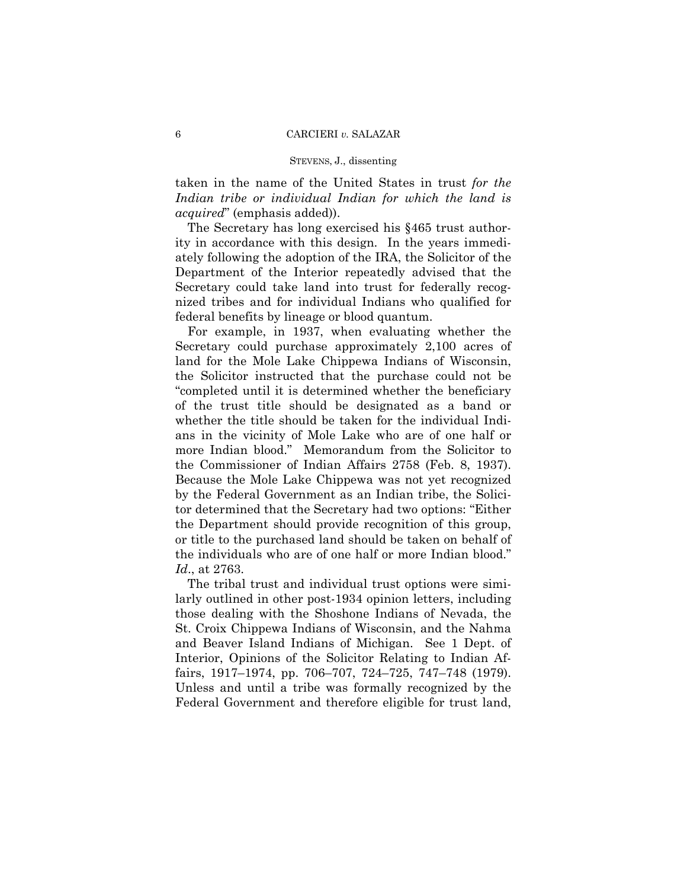taken in the name of the United States in trust *for the Indian tribe or individual Indian for which the land is acquired*" (emphasis added)).

The Secretary has long exercised his §465 trust authority in accordance with this design. In the years immediately following the adoption of the IRA, the Solicitor of the Department of the Interior repeatedly advised that the Secretary could take land into trust for federally recognized tribes and for individual Indians who qualified for federal benefits by lineage or blood quantum.

For example, in 1937, when evaluating whether the Secretary could purchase approximately 2,100 acres of land for the Mole Lake Chippewa Indians of Wisconsin, the Solicitor instructed that the purchase could not be "completed until it is determined whether the beneficiary of the trust title should be designated as a band or whether the title should be taken for the individual Indians in the vicinity of Mole Lake who are of one half or more Indian blood." Memorandum from the Solicitor to the Commissioner of Indian Affairs 2758 (Feb. 8, 1937). Because the Mole Lake Chippewa was not yet recognized by the Federal Government as an Indian tribe, the Solicitor determined that the Secretary had two options: "Either the Department should provide recognition of this group, or title to the purchased land should be taken on behalf of the individuals who are of one half or more Indian blood." *Id*., at 2763.

The tribal trust and individual trust options were similarly outlined in other post-1934 opinion letters, including those dealing with the Shoshone Indians of Nevada, the St. Croix Chippewa Indians of Wisconsin, and the Nahma and Beaver Island Indians of Michigan. See 1 Dept. of Interior, Opinions of the Solicitor Relating to Indian Affairs, 1917–1974, pp. 706–707, 724–725, 747–748 (1979). Unless and until a tribe was formally recognized by the Federal Government and therefore eligible for trust land,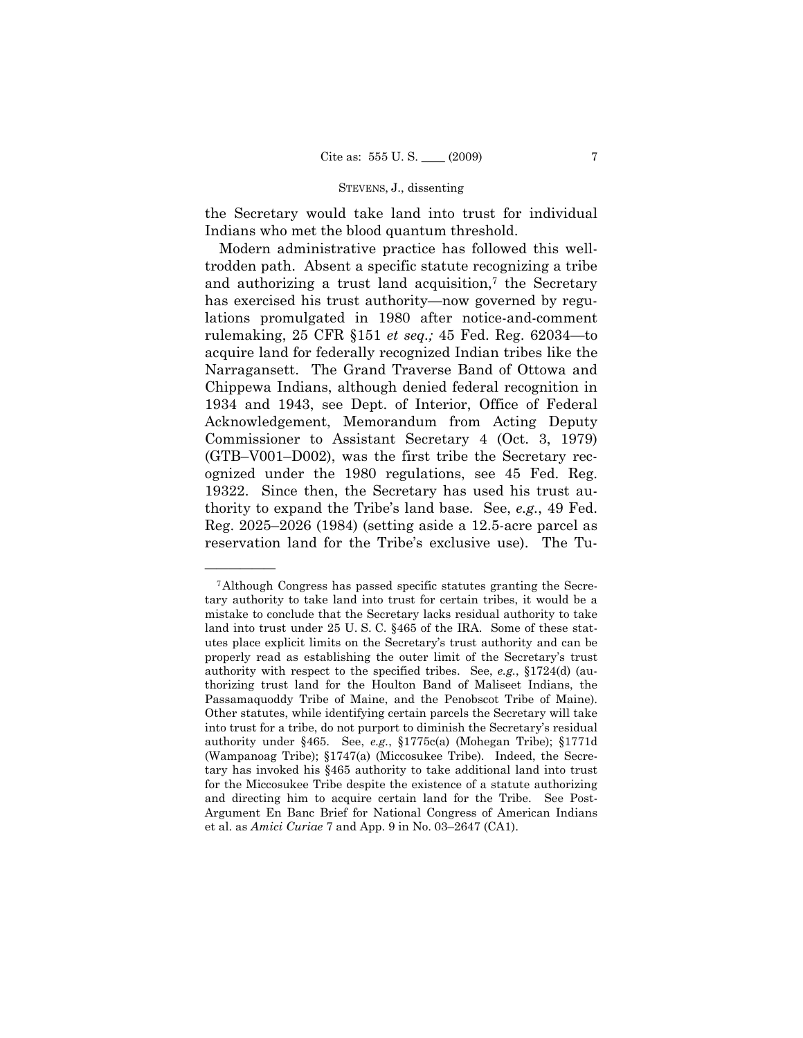the Secretary would take land into trust for individual Indians who met the blood quantum threshold.

Modern administrative practice has followed this well-trodden path. Absent a specific statute recognizing a tribe and authorizing a trust land acquisition,[7] the Secretary has exercised his trust authority—now governed by regulations promulgated in 1980 after notice-and-comment rulemaking, 25 CFR §151 *et seq.;* 45 Fed. Reg. 62034—to acquire land for federally recognized Indian tribes like the Narragansett. The Grand Traverse Band of Ottowa and Chippewa Indians, although denied federal recognition in 1934 and 1943, see Dept. of Interior, Office of Federal Acknowledgement, Memorandum from Acting Deputy Commissioner to Assistant Secretary 4 (Oct. 3, 1979) (GTB–V001–D002), was the first tribe the Secretary recognized under the 1980 regulations, see 45 Fed. Reg. 19322. Since then, the Secretary has used his trust authority to expand the Tribe's land base. See, *e.g.*, 49 Fed. Reg. 2025–2026 (1984) (setting aside a 12.5-acre parcel as reservation land for the Tribe's exclusive use). The Tu-

---

[7] Although Congress has passed specific statutes granting the Secretary authority to take land into trust for certain tribes, it would be a mistake to conclude that the Secretary lacks residual authority to take land into trust under 25 U. S. C. §465 of the IRA. Some of these statutes place explicit limits on the Secretary's trust authority and can be properly read as establishing the outer limit of the Secretary's trust authority with respect to the specified tribes. See, *e.g.*, §1724(d) (authorizing trust land for the Houlton Band of Maliseet Indians, the Passamaquoddy Tribe of Maine, and the Penobscot Tribe of Maine). Other statutes, while identifying certain parcels the Secretary will take into trust for a tribe, do not purport to diminish the Secretary's residual authority under §465. See, *e.g.*, §1775c(a) (Mohegan Tribe); §1771d (Wampanoag Tribe); §1747(a) (Miccosukee Tribe). Indeed, the Secretary has invoked his §465 authority to take additional land into trust for the Miccosukee Tribe despite the existence of a statute authorizing and directing him to acquire certain land for the Tribe. See Post-Argument En Banc Brief for National Congress of American Indians et al. as *Amici Curiae* 7 and App. 9 in No. 03–2647 (CA1).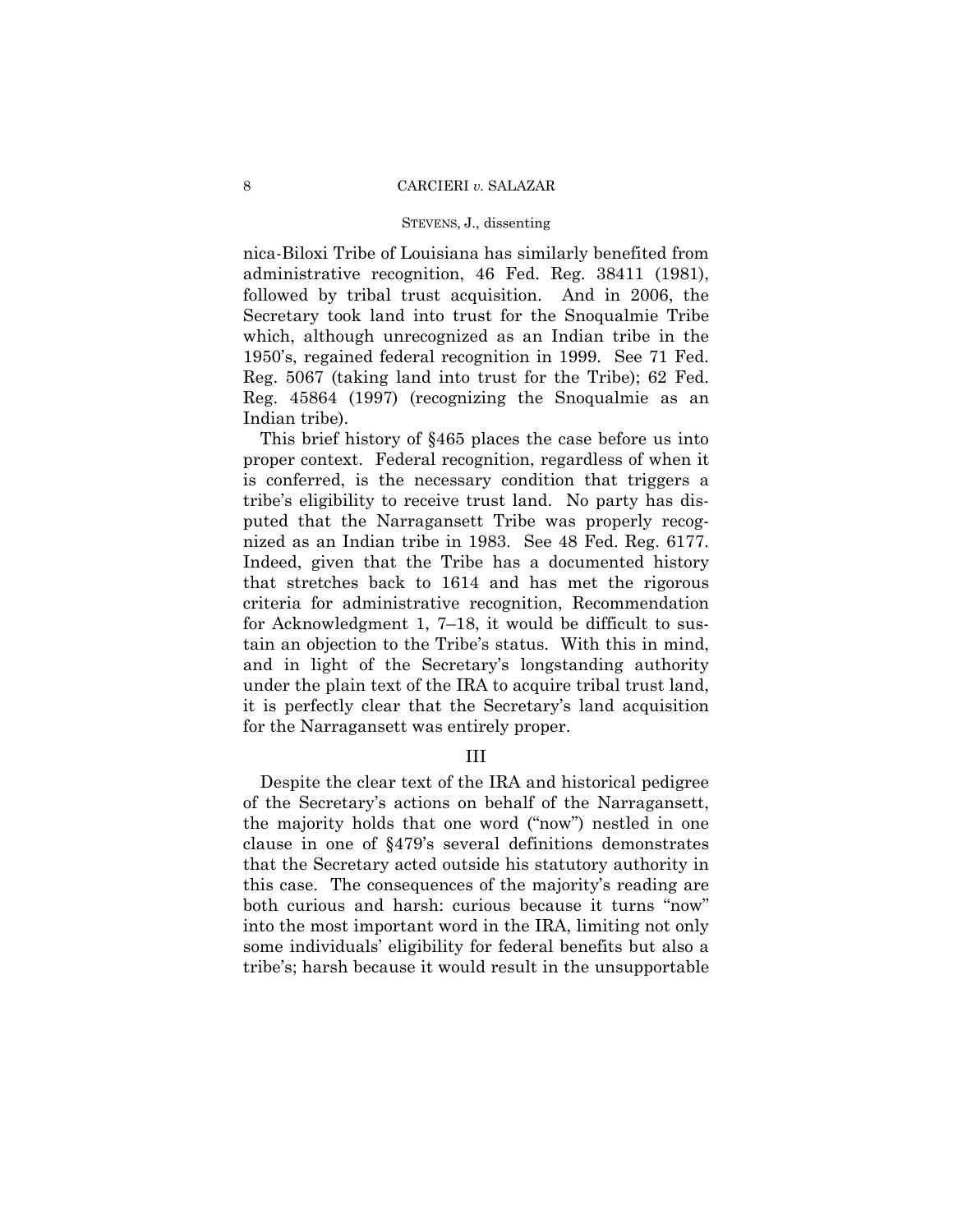nica-Biloxi Tribe of Louisiana has similarly benefited from administrative recognition, 46 Fed. Reg. 38411 (1981), followed by tribal trust acquisition. And in 2006, the Secretary took land into trust for the Snoqualmie Tribe which, although unrecognized as an Indian tribe in the 1950's, regained federal recognition in 1999. See 71 Fed. Reg. 5067 (taking land into trust for the Tribe); 62 Fed. Reg. 45864 (1997) (recognizing the Snoqualmie as an Indian tribe).

This brief history of §465 places the case before us into proper context. Federal recognition, regardless of when it is conferred, is the necessary condition that triggers a tribe's eligibility to receive trust land. No party has disputed that the Narragansett Tribe was properly recognized as an Indian tribe in 1983. See 48 Fed. Reg. 6177. Indeed, given that the Tribe has a documented history that stretches back to 1614 and has met the rigorous criteria for administrative recognition, Recommendation for Acknowledgment 1, 7–18, it would be difficult to sustain an objection to the Tribe's status. With this in mind, and in light of the Secretary's longstanding authority under the plain text of the IRA to acquire tribal trust land, it is perfectly clear that the Secretary's land acquisition for the Narragansett was entirely proper.

## III

Despite the clear text of the IRA and historical pedigree of the Secretary's actions on behalf of the Narragansett, the majority holds that one word ("now") nestled in one clause in one of §479's several definitions demonstrates that the Secretary acted outside his statutory authority in this case. The consequences of the majority's reading are both curious and harsh: curious because it turns "now" into the most important word in the IRA, limiting not only some individuals' eligibility for federal benefits but also a tribe's; harsh because it would result in the unsupportable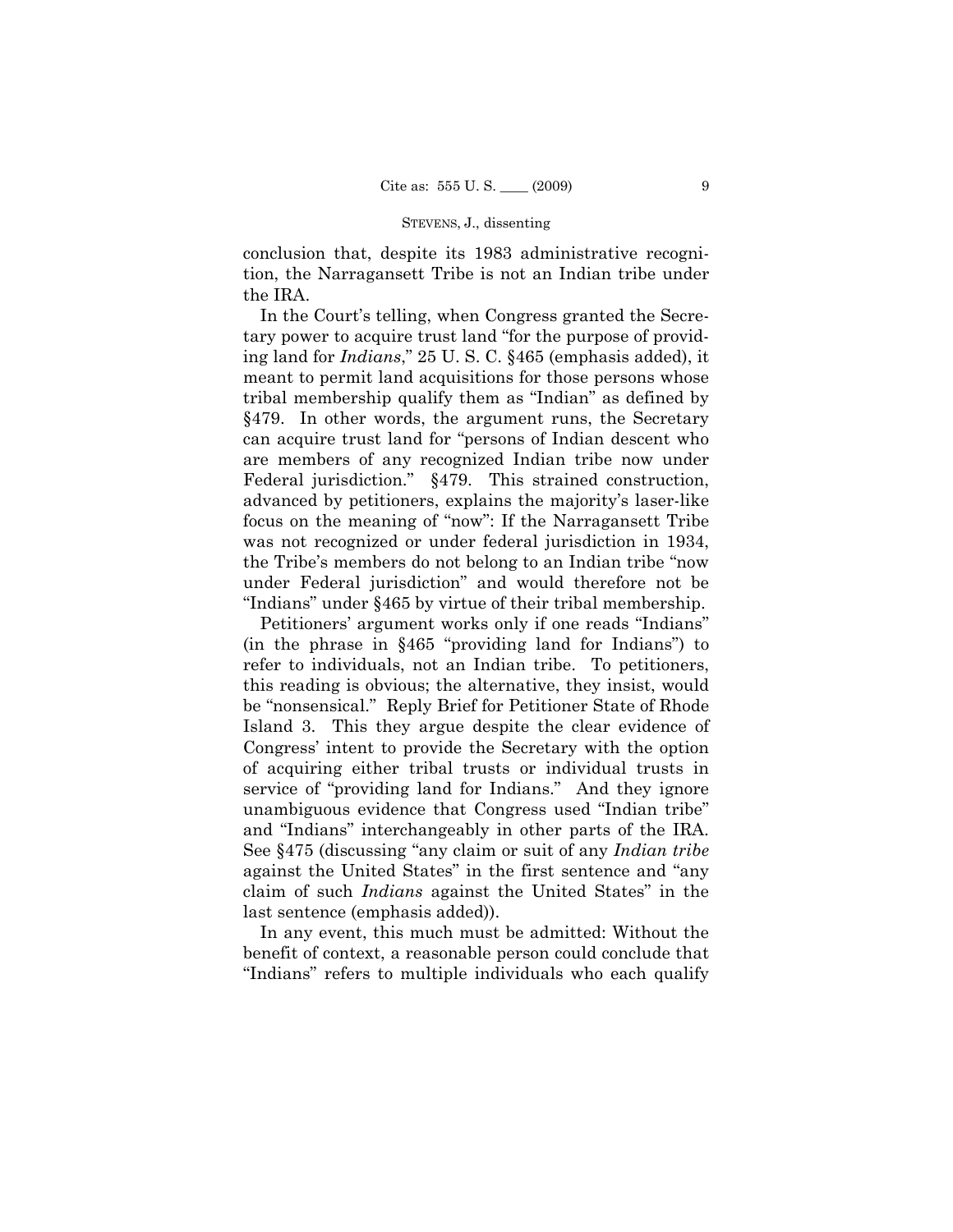conclusion that, despite its 1983 administrative recognition, the Narragansett Tribe is not an Indian tribe under the IRA.

In the Court's telling, when Congress granted the Secretary power to acquire trust land "for the purpose of providing land for *Indians*," 25 U. S. C. §465 (emphasis added), it meant to permit land acquisitions for those persons whose tribal membership qualify them as "Indian" as defined by §479. In other words, the argument runs, the Secretary can acquire trust land for "persons of Indian descent who are members of any recognized Indian tribe now under Federal jurisdiction." §479. This strained construction, advanced by petitioners, explains the majority's laser-like focus on the meaning of "now": If the Narragansett Tribe was not recognized or under federal jurisdiction in 1934, the Tribe's members do not belong to an Indian tribe "now under Federal jurisdiction" and would therefore not be "Indians" under §465 by virtue of their tribal membership.

Petitioners' argument works only if one reads "Indians" (in the phrase in §465 "providing land for Indians") to refer to individuals, not an Indian tribe. To petitioners, this reading is obvious; the alternative, they insist, would be "nonsensical." Reply Brief for Petitioner State of Rhode Island 3. This they argue despite the clear evidence of Congress' intent to provide the Secretary with the option of acquiring either tribal trusts or individual trusts in service of "providing land for Indians." And they ignore unambiguous evidence that Congress used "Indian tribe" and "Indians" interchangeably in other parts of the IRA. See §475 (discussing "any claim or suit of any *Indian tribe* against the United States" in the first sentence and "any claim of such *Indians* against the United States" in the last sentence (emphasis added)).

In any event, this much must be admitted: Without the benefit of context, a reasonable person could conclude that "Indians" refers to multiple individuals who each qualify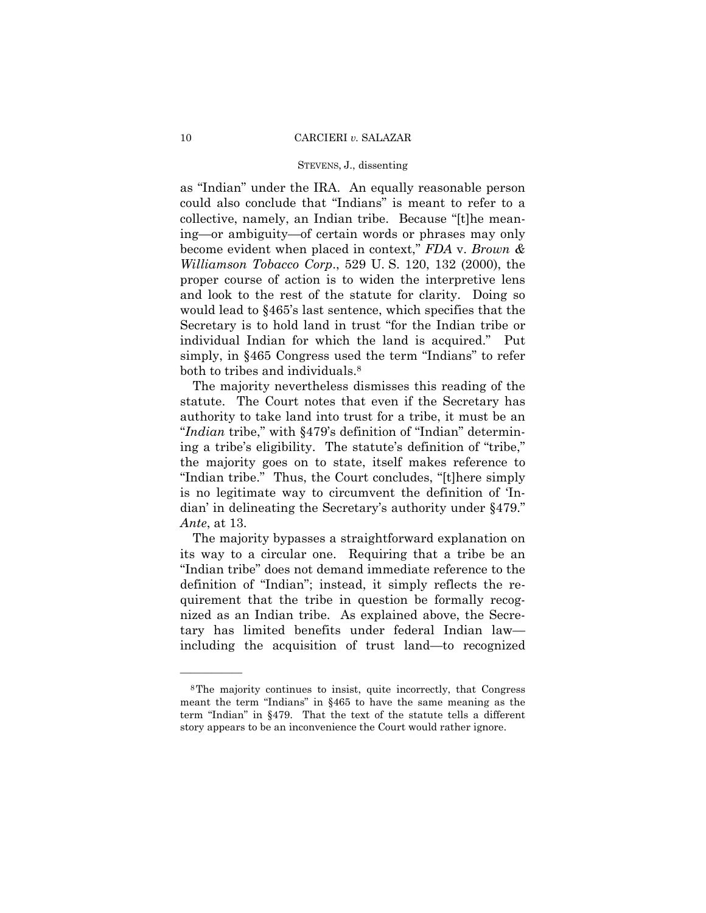as "Indian" under the IRA. An equally reasonable person could also conclude that "Indians" is meant to refer to a collective, namely, an Indian tribe. Because "[t]he meaning—or ambiguity—of certain words or phrases may only become evident when placed in context," *FDA* v. *Brown & Williamson Tobacco Corp*., 529 U. S. 120, 132 (2000), the proper course of action is to widen the interpretive lens and look to the rest of the statute for clarity. Doing so would lead to §465's last sentence, which specifies that the Secretary is to hold land in trust "for the Indian tribe or individual Indian for which the land is acquired." Put simply, in §465 Congress used the term "Indians" to refer both to tribes and individuals.[8]

The majority nevertheless dismisses this reading of the statute. The Court notes that even if the Secretary has authority to take land into trust for a tribe, it must be an "*Indian* tribe," with §479's definition of "Indian" determining a tribe's eligibility. The statute's definition of "tribe," the majority goes on to state, itself makes reference to "Indian tribe." Thus, the Court concludes, "[t]here simply is no legitimate way to circumvent the definition of 'Indian' in delineating the Secretary's authority under §479." *Ante*, at 13.

The majority bypasses a straightforward explanation on its way to a circular one. Requiring that a tribe be an "Indian tribe" does not demand immediate reference to the definition of "Indian"; instead, it simply reflects the requirement that the tribe in question be formally recognized as an Indian tribe. As explained above, the Secretary has limited benefits under federal Indian law—including the acquisition of trust land—to recognized

---

[8] The majority continues to insist, quite incorrectly, that Congress meant the term "Indians" in §465 to have the same meaning as the term "Indian" in §479. That the text of the statute tells a different story appears to be an inconvenience the Court would rather ignore.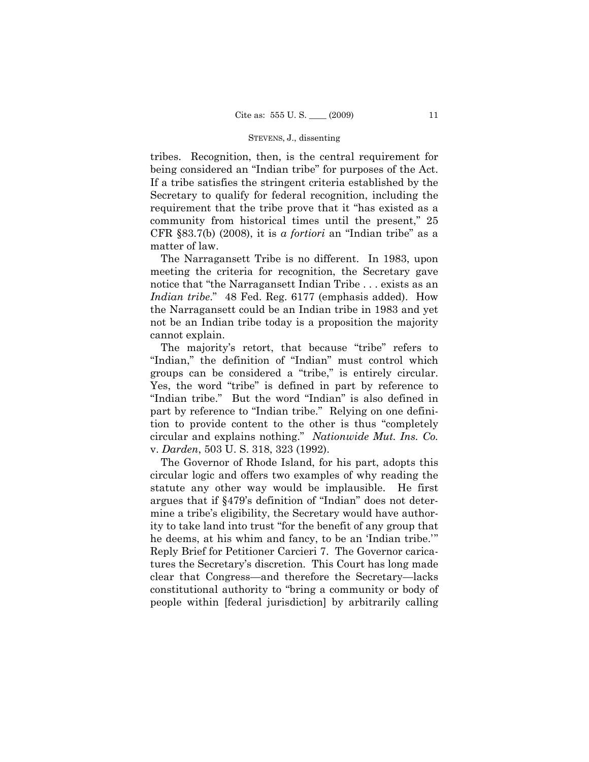tribes. Recognition, then, is the central requirement for being considered an "Indian tribe" for purposes of the Act. If a tribe satisfies the stringent criteria established by the Secretary to qualify for federal recognition, including the requirement that the tribe prove that it "has existed as a community from historical times until the present," 25 CFR §83.7(b) (2008), it is *a fortiori* an "Indian tribe" as a matter of law.

The Narragansett Tribe is no different. In 1983, upon meeting the criteria for recognition, the Secretary gave notice that "the Narragansett Indian Tribe . . . exists as an *Indian tribe*." 48 Fed. Reg. 6177 (emphasis added). How the Narragansett could be an Indian tribe in 1983 and yet not be an Indian tribe today is a proposition the majority cannot explain.

The majority's retort, that because "tribe" refers to "Indian," the definition of "Indian" must control which groups can be considered a "tribe," is entirely circular. Yes, the word "tribe" is defined in part by reference to "Indian tribe." But the word "Indian" is also defined in part by reference to "Indian tribe." Relying on one definition to provide content to the other is thus "completely circular and explains nothing." *Nationwide Mut. Ins. Co.* v. *Darden*, 503 U. S. 318, 323 (1992).

The Governor of Rhode Island, for his part, adopts this circular logic and offers two examples of why reading the statute any other way would be implausible. He first argues that if §479's definition of "Indian" does not determine a tribe's eligibility, the Secretary would have authority to take land into trust "for the benefit of any group that he deems, at his whim and fancy, to be an 'Indian tribe.'" Reply Brief for Petitioner Carcieri 7. The Governor caricatures the Secretary's discretion. This Court has long made clear that Congress—and therefore the Secretary—lacks constitutional authority to "bring a community or body of people within [federal jurisdiction] by arbitrarily calling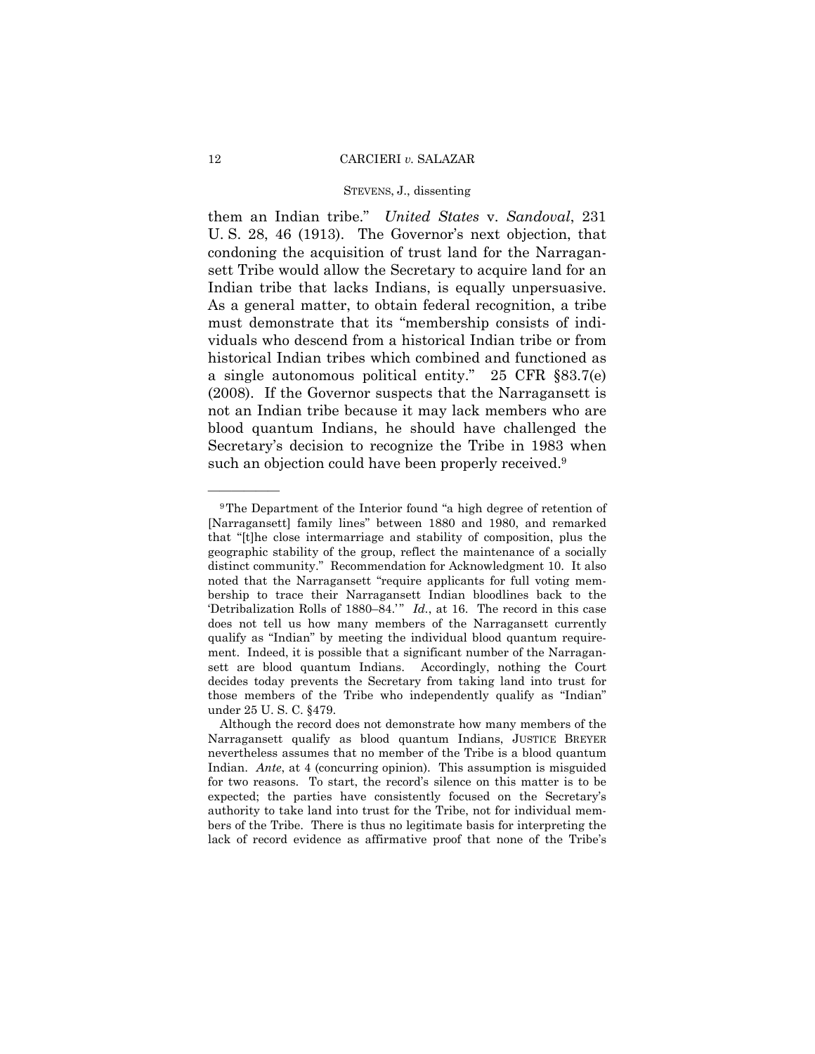them an Indian tribe." *United States* v. *Sandoval*, 231 U. S. 28, 46 (1913). The Governor's next objection, that condoning the acquisition of trust land for the Narragansett Tribe would allow the Secretary to acquire land for an Indian tribe that lacks Indians, is equally unpersuasive. As a general matter, to obtain federal recognition, a tribe must demonstrate that its "membership consists of individuals who descend from a historical Indian tribe or from historical Indian tribes which combined and functioned as a single autonomous political entity." 25 CFR §83.7(e) (2008). If the Governor suspects that the Narragansett is not an Indian tribe because it may lack members who are blood quantum Indians, he should have challenged the Secretary's decision to recognize the Tribe in 1983 when such an objection could have been properly received.[9]

---

[9] The Department of the Interior found "a high degree of retention of [Narragansett] family lines" between 1880 and 1980, and remarked that "[t]he close intermarriage and stability of composition, plus the geographic stability of the group, reflect the maintenance of a socially distinct community." Recommendation for Acknowledgment 10. It also noted that the Narragansett "require applicants for full voting membership to trace their Narragansett Indian bloodlines back to the 'Detribalization Rolls of 1880–84.'" *Id.*, at 16. The record in this case does not tell us how many members of the Narragansett currently qualify as "Indian" by meeting the individual blood quantum requirement. Indeed, it is possible that a significant number of the Narragansett are blood quantum Indians. Accordingly, nothing the Court decides today prevents the Secretary from taking land into trust for those members of the Tribe who independently qualify as "Indian" under 25 U. S. C. §479.

Although the record does not demonstrate how many members of the Narragansett qualify as blood quantum Indians, JUSTICE BREYER nevertheless assumes that no member of the Tribe is a blood quantum Indian. *Ante*, at 4 (concurring opinion). This assumption is misguided for two reasons. To start, the record's silence on this matter is to be expected; the parties have consistently focused on the Secretary's authority to take land into trust for the Tribe, not for individual members of the Tribe. There is thus no legitimate basis for interpreting the lack of record evidence as affirmative proof that none of the Tribe's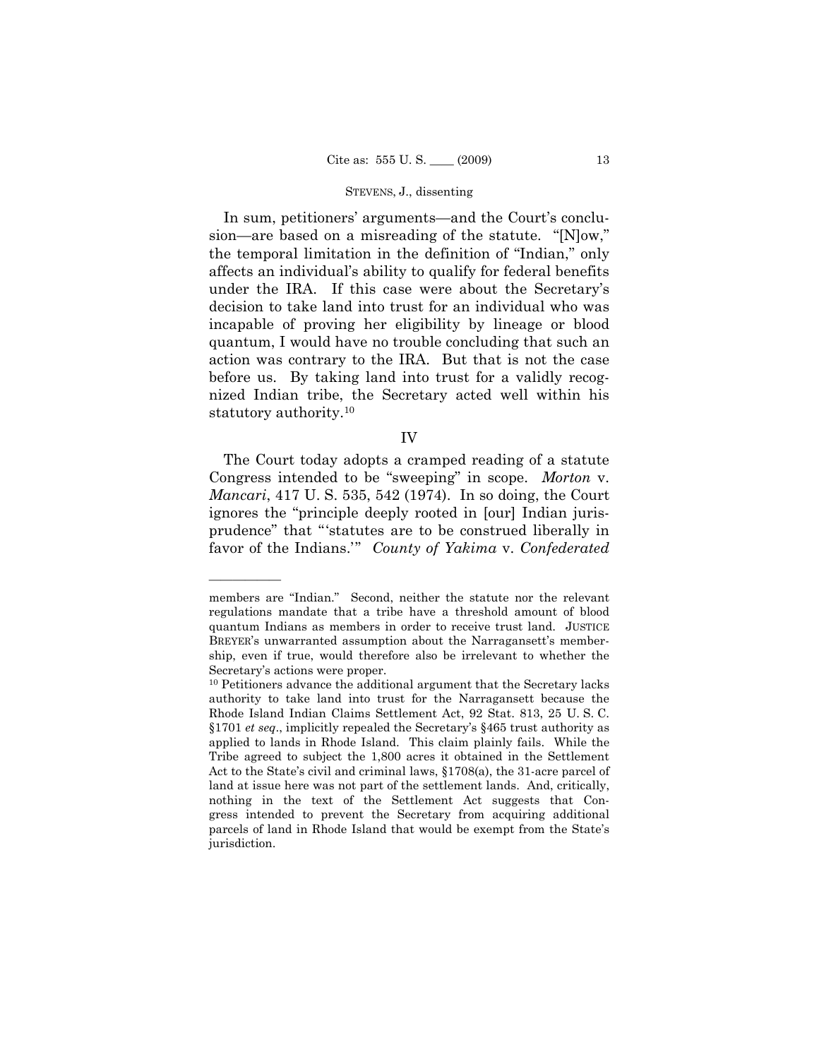In sum, petitioners' arguments—and the Court's conclusion—are based on a misreading of the statute. "[N]ow," the temporal limitation in the definition of "Indian," only affects an individual's ability to qualify for federal benefits under the IRA. If this case were about the Secretary's decision to take land into trust for an individual who was incapable of proving her eligibility by lineage or blood quantum, I would have no trouble concluding that such an action was contrary to the IRA. But that is not the case before us. By taking land into trust for a validly recognized Indian tribe, the Secretary acted well within his statutory authority.[10]

## IV

The Court today adopts a cramped reading of a statute Congress intended to be "sweeping" in scope. *Morton* v. *Mancari*, 417 U. S. 535, 542 (1974). In so doing, the Court ignores the "principle deeply rooted in [our] Indian jurisprudence" that "'statutes are to be construed liberally in favor of the Indians.'" *County of Yakima* v. *Confederated*

---

members are "Indian." Second, neither the statute nor the relevant regulations mandate that a tribe have a threshold amount of blood quantum Indians as members in order to receive trust land. JUSTICE BREYER's unwarranted assumption about the Narragansett's membership, even if true, would therefore also be irrelevant to whether the Secretary's actions were proper.

[10] Petitioners advance the additional argument that the Secretary lacks authority to take land into trust for the Narragansett because the Rhode Island Indian Claims Settlement Act, 92 Stat. 813, 25 U. S. C. §1701 *et seq*., implicitly repealed the Secretary's §465 trust authority as applied to lands in Rhode Island. This claim plainly fails. While the Tribe agreed to subject the 1,800 acres it obtained in the Settlement Act to the State's civil and criminal laws, §1708(a), the 31-acre parcel of land at issue here was not part of the settlement lands. And, critically, nothing in the text of the Settlement Act suggests that Congress intended to prevent the Secretary from acquiring additional parcels of land in Rhode Island that would be exempt from the State's jurisdiction.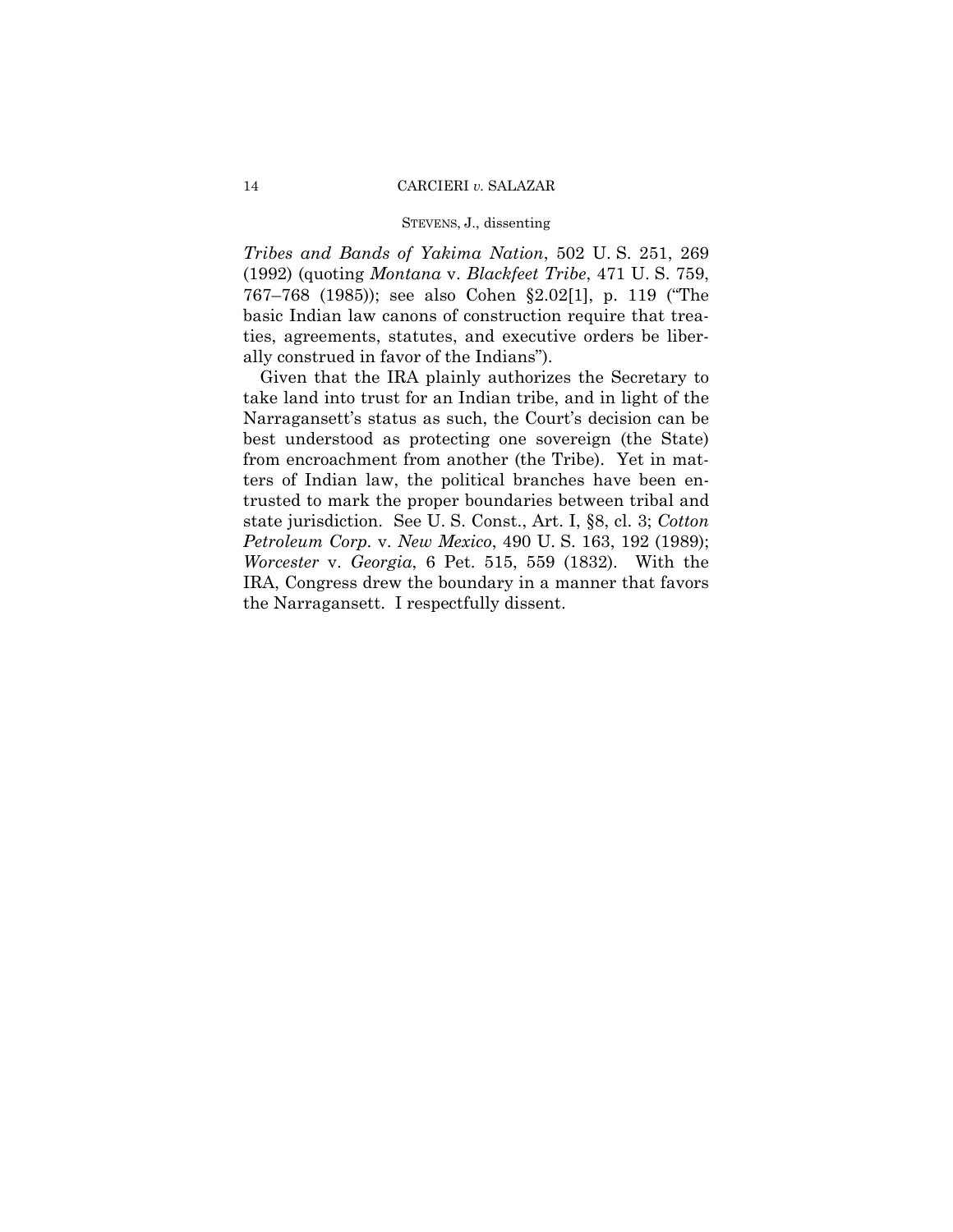*Tribes and Bands of Yakima Nation*, 502 U. S. 251, 269 (1992) (quoting *Montana* v. *Blackfeet Tribe*, 471 U. S. 759, 767–768 (1985)); see also Cohen §2.02[1], p. 119 ("The basic Indian law canons of construction require that treaties, agreements, statutes, and executive orders be liberally construed in favor of the Indians").

Given that the IRA plainly authorizes the Secretary to take land into trust for an Indian tribe, and in light of the Narragansett's status as such, the Court's decision can be best understood as protecting one sovereign (the State) from encroachment from another (the Tribe). Yet in matters of Indian law, the political branches have been entrusted to mark the proper boundaries between tribal and state jurisdiction. See U. S. Const., Art. I, §8, cl. 3; *Cotton Petroleum Corp.* v. *New Mexico*, 490 U. S. 163, 192 (1989); *Worcester* v. *Georgia*, 6 Pet. 515, 559 (1832). With the IRA, Congress drew the boundary in a manner that favors the Narragansett. I respectfully dissent.